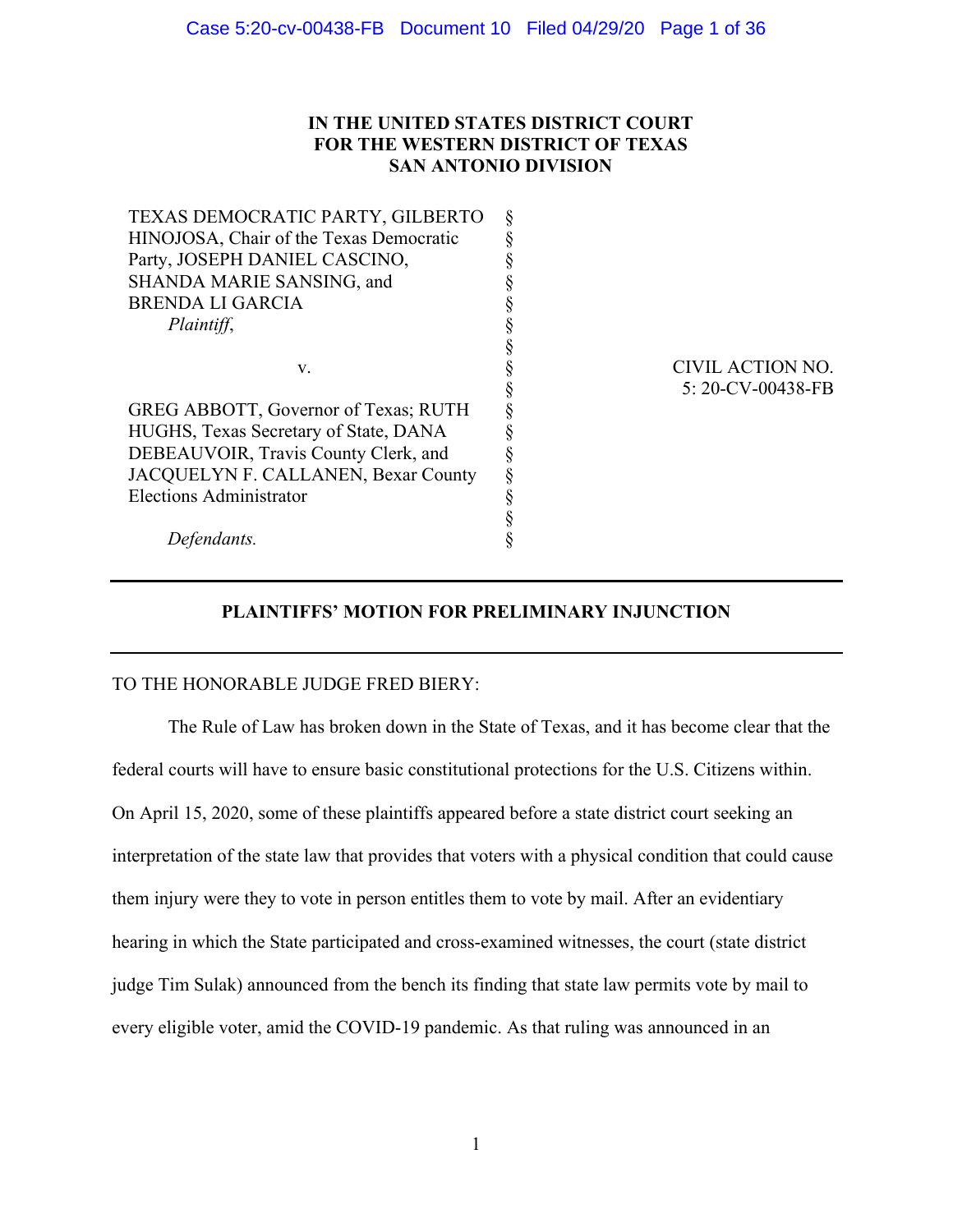**IN THE UNITED STATES DISTRICT COURT**
**FOR THE WESTERN DISTRICT OF TEXAS**
**SAN ANTONIO DIVISION**

| | | |
|---|---|---|
| TEXAS DEMOCRATIC PARTY, GILBERTO HINOJOSA, Chair of the Texas Democratic Party, JOSEPH DANIEL CASCINO, SHANDA MARIE SANSING, and BRENDA LI GARCIA<br>*Plaintiff*, | § | |
| v. | § | CIVIL ACTION NO. 5: 20-CV-00438-FB |
| GREG ABBOTT, Governor of Texas; RUTH HUGHS, Texas Secretary of State, DANA DEBEAUVOIR, Travis County Clerk, and JACQUELYN F. CALLANEN, Bexar County Elections Administrator<br>*Defendants.* | § | |

---

**PLAINTIFFS' MOTION FOR PRELIMINARY INJUNCTION**

---

TO THE HONORABLE JUDGE FRED BIERY:

The Rule of Law has broken down in the State of Texas, and it has become clear that the federal courts will have to ensure basic constitutional protections for the U.S. Citizens within. On April 15, 2020, some of these plaintiffs appeared before a state district court seeking an interpretation of the state law that provides that voters with a physical condition that could cause them injury were they to vote in person entitles them to vote by mail. After an evidentiary hearing in which the State participated and cross-examined witnesses, the court (state district judge Tim Sulak) announced from the bench its finding that state law permits vote by mail to every eligible voter, amid the COVID-19 pandemic. As that ruling was announced in an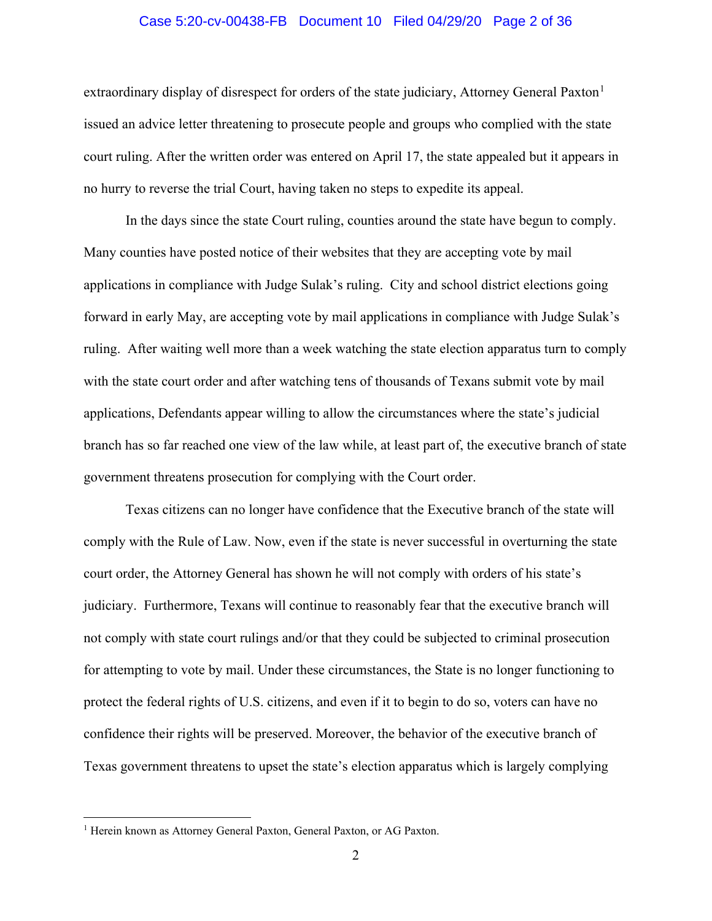extraordinary display of disrespect for orders of the state judiciary, Attorney General Paxton[1] issued an advice letter threatening to prosecute people and groups who complied with the state court ruling. After the written order was entered on April 17, the state appealed but it appears in no hurry to reverse the trial Court, having taken no steps to expedite its appeal.

In the days since the state Court ruling, counties around the state have begun to comply. Many counties have posted notice of their websites that they are accepting vote by mail applications in compliance with Judge Sulak's ruling. City and school district elections going forward in early May, are accepting vote by mail applications in compliance with Judge Sulak's ruling. After waiting well more than a week watching the state election apparatus turn to comply with the state court order and after watching tens of thousands of Texans submit vote by mail applications, Defendants appear willing to allow the circumstances where the state's judicial branch has so far reached one view of the law while, at least part of, the executive branch of state government threatens prosecution for complying with the Court order.

Texas citizens can no longer have confidence that the Executive branch of the state will comply with the Rule of Law. Now, even if the state is never successful in overturning the state court order, the Attorney General has shown he will not comply with orders of his state's judiciary. Furthermore, Texans will continue to reasonably fear that the executive branch will not comply with state court rulings and/or that they could be subjected to criminal prosecution for attempting to vote by mail. Under these circumstances, the State is no longer functioning to protect the federal rights of U.S. citizens, and even if it to begin to do so, voters can have no confidence their rights will be preserved. Moreover, the behavior of the executive branch of Texas government threatens to upset the state's election apparatus which is largely complying

[1] Herein known as Attorney General Paxton, General Paxton, or AG Paxton.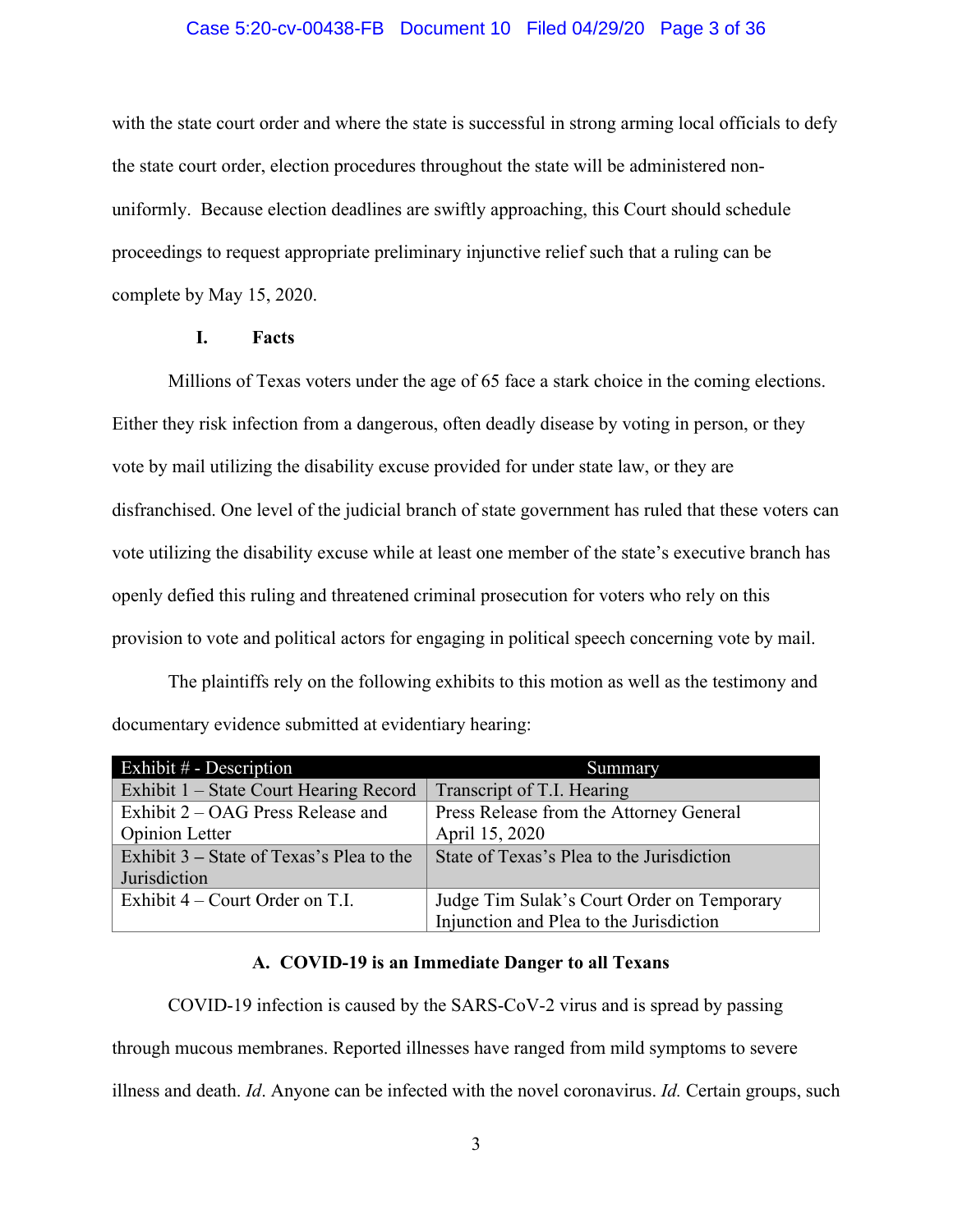with the state court order and where the state is successful in strong arming local officials to defy the state court order, election procedures throughout the state will be administered non-uniformly. Because election deadlines are swiftly approaching, this Court should schedule proceedings to request appropriate preliminary injunctive relief such that a ruling can be complete by May 15, 2020.

## I. Facts

Millions of Texas voters under the age of 65 face a stark choice in the coming elections. Either they risk infection from a dangerous, often deadly disease by voting in person, or they vote by mail utilizing the disability excuse provided for under state law, or they are disfranchised. One level of the judicial branch of state government has ruled that these voters can vote utilizing the disability excuse while at least one member of the state's executive branch has openly defied this ruling and threatened criminal prosecution for voters who rely on this provision to vote and political actors for engaging in political speech concerning vote by mail.

The plaintiffs rely on the following exhibits to this motion as well as the testimony and documentary evidence submitted at evidentiary hearing:

| Exhibit # - Description | Summary |
|---|---|
| Exhibit 1 – State Court Hearing Record | Transcript of T.I. Hearing |
| Exhibit 2 – OAG Press Release and Opinion Letter | Press Release from the Attorney General April 15, 2020 |
| Exhibit 3 – State of Texas's Plea to the Jurisdiction | State of Texas's Plea to the Jurisdiction |
| Exhibit 4 – Court Order on T.I. | Judge Tim Sulak's Court Order on Temporary Injunction and Plea to the Jurisdiction |

### A. COVID-19 is an Immediate Danger to all Texans

COVID-19 infection is caused by the SARS-CoV-2 virus and is spread by passing through mucous membranes. Reported illnesses have ranged from mild symptoms to severe illness and death. *Id*. Anyone can be infected with the novel coronavirus. *Id.* Certain groups, such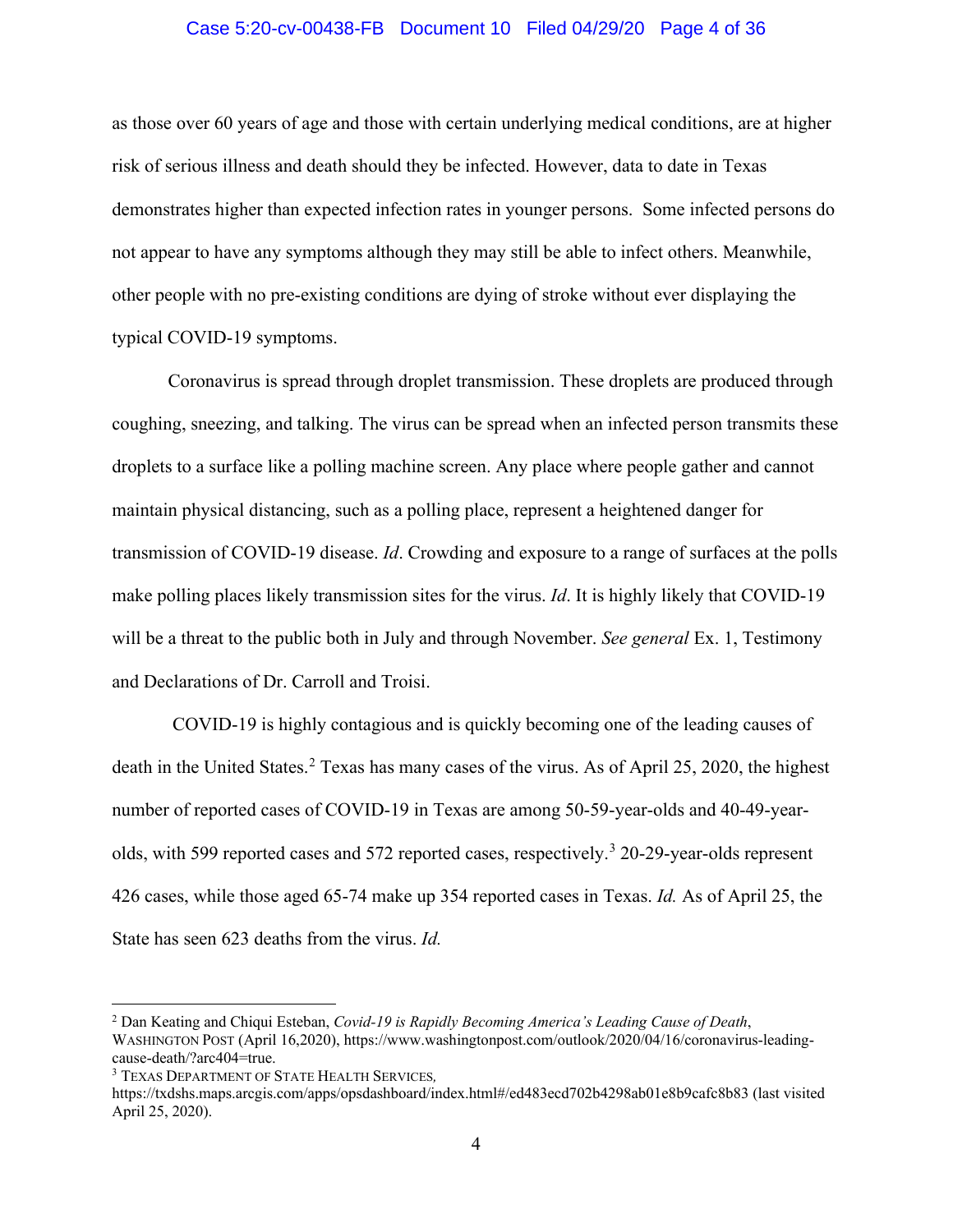as those over 60 years of age and those with certain underlying medical conditions, are at higher risk of serious illness and death should they be infected. However, data to date in Texas demonstrates higher than expected infection rates in younger persons. Some infected persons do not appear to have any symptoms although they may still be able to infect others. Meanwhile, other people with no pre-existing conditions are dying of stroke without ever displaying the typical COVID-19 symptoms.

Coronavirus is spread through droplet transmission. These droplets are produced through coughing, sneezing, and talking. The virus can be spread when an infected person transmits these droplets to a surface like a polling machine screen. Any place where people gather and cannot maintain physical distancing, such as a polling place, represent a heightened danger for transmission of COVID-19 disease. *Id*. Crowding and exposure to a range of surfaces at the polls make polling places likely transmission sites for the virus. *Id*. It is highly likely that COVID-19 will be a threat to the public both in July and through November. *See general* Ex. 1, Testimony and Declarations of Dr. Carroll and Troisi.

COVID-19 is highly contagious and is quickly becoming one of the leading causes of death in the United States.[2] Texas has many cases of the virus. As of April 25, 2020, the highest number of reported cases of COVID-19 in Texas are among 50-59-year-olds and 40-49-year-olds, with 599 reported cases and 572 reported cases, respectively.[3] 20-29-year-olds represent 426 cases, while those aged 65-74 make up 354 reported cases in Texas. *Id.* As of April 25, the State has seen 623 deaths from the virus. *Id.*

---

[2] Dan Keating and Chiqui Esteban, *Covid-19 is Rapidly Becoming America's Leading Cause of Death*, WASHINGTON POST (April 16,2020), https://www.washingtonpost.com/outlook/2020/04/16/coronavirus-leading-cause-death/?arc404=true.

[3] TEXAS DEPARTMENT OF STATE HEALTH SERVICES, https://txdshs.maps.arcgis.com/apps/opsdashboard/index.html#/ed483ecd702b4298ab01e8b9cafc8b83 (last visited April 25, 2020).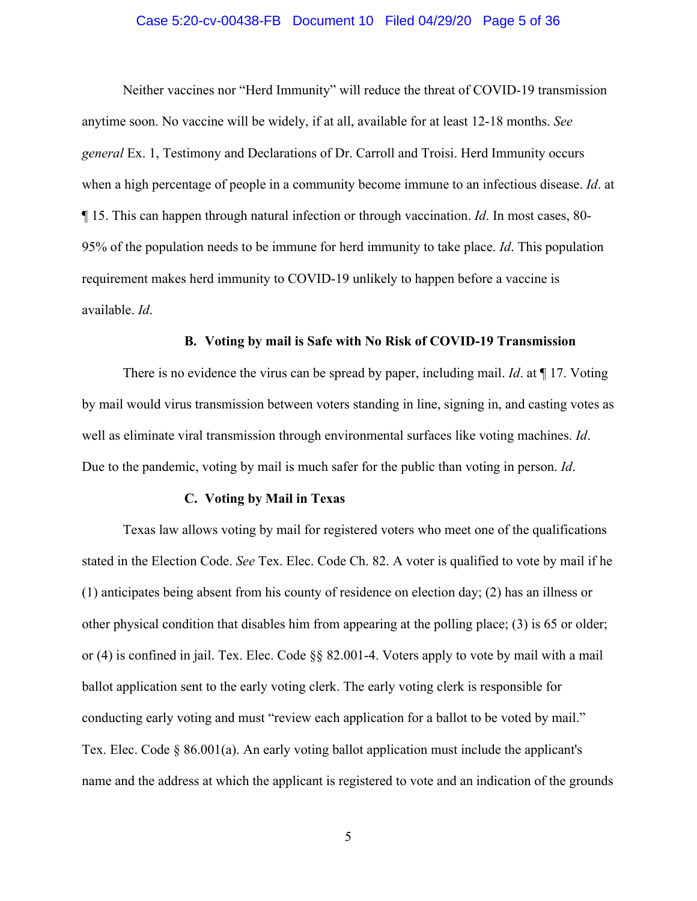Neither vaccines nor "Herd Immunity" will reduce the threat of COVID-19 transmission anytime soon. No vaccine will be widely, if at all, available for at least 12-18 months. *See general* Ex. 1, Testimony and Declarations of Dr. Carroll and Troisi. Herd Immunity occurs when a high percentage of people in a community become immune to an infectious disease. *Id*. at ¶ 15. This can happen through natural infection or through vaccination. *Id*. In most cases, 80-95% of the population needs to be immune for herd immunity to take place. *Id*. This population requirement makes herd immunity to COVID-19 unlikely to happen before a vaccine is available. *Id*.

### B. Voting by mail is Safe with No Risk of COVID-19 Transmission

There is no evidence the virus can be spread by paper, including mail. *Id*. at ¶ 17. Voting by mail would virus transmission between voters standing in line, signing in, and casting votes as well as eliminate viral transmission through environmental surfaces like voting machines. *Id*. Due to the pandemic, voting by mail is much safer for the public than voting in person. *Id*.

### C. Voting by Mail in Texas

Texas law allows voting by mail for registered voters who meet one of the qualifications stated in the Election Code. *See* Tex. Elec. Code Ch. 82. A voter is qualified to vote by mail if he (1) anticipates being absent from his county of residence on election day; (2) has an illness or other physical condition that disables him from appearing at the polling place; (3) is 65 or older; or (4) is confined in jail. Tex. Elec. Code §§ 82.001-4. Voters apply to vote by mail with a mail ballot application sent to the early voting clerk. The early voting clerk is responsible for conducting early voting and must "review each application for a ballot to be voted by mail." Tex. Elec. Code § 86.001(a). An early voting ballot application must include the applicant's name and the address at which the applicant is registered to vote and an indication of the grounds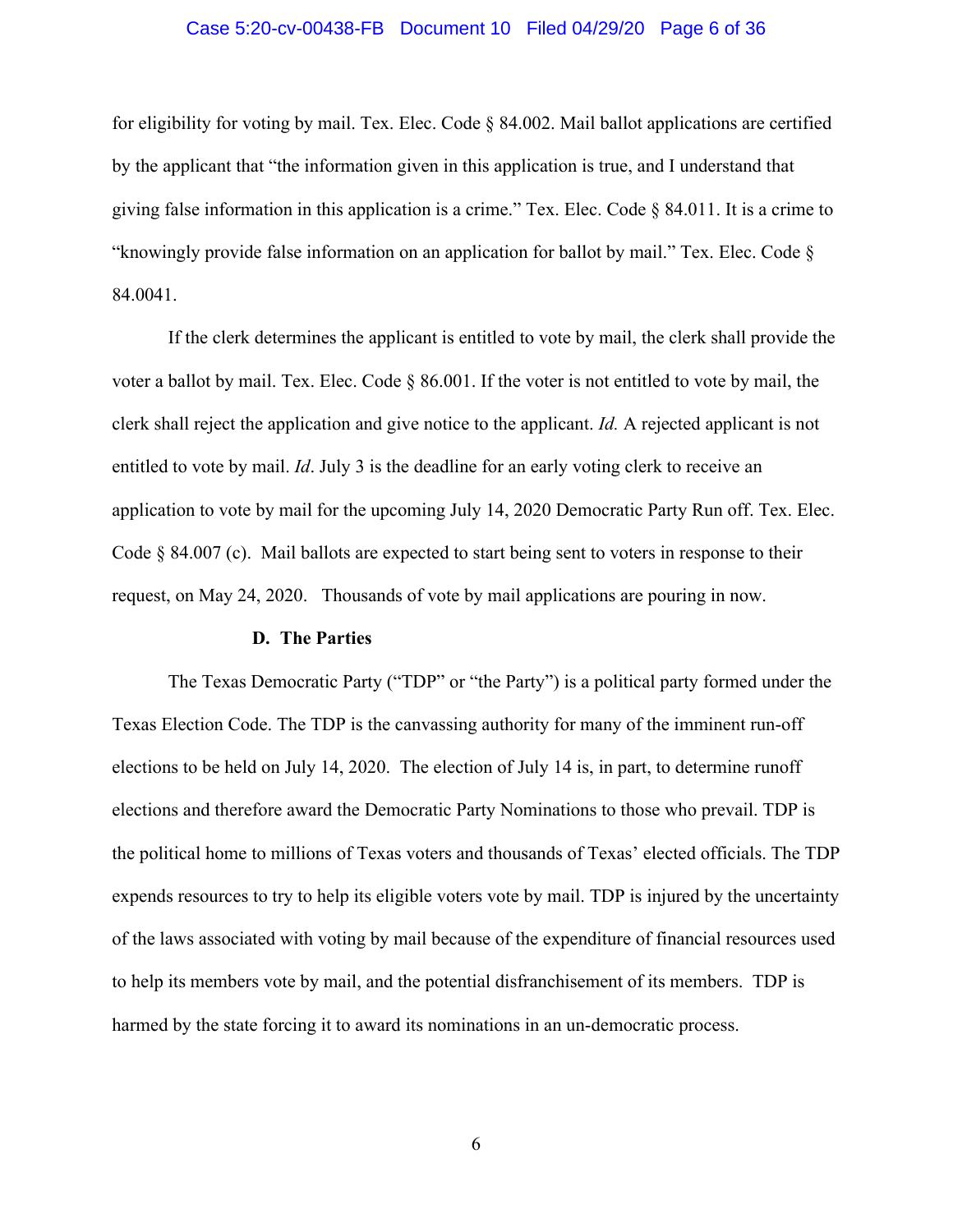for eligibility for voting by mail. Tex. Elec. Code § 84.002. Mail ballot applications are certified by the applicant that "the information given in this application is true, and I understand that giving false information in this application is a crime." Tex. Elec. Code § 84.011. It is a crime to "knowingly provide false information on an application for ballot by mail." Tex. Elec. Code § 84.0041.

If the clerk determines the applicant is entitled to vote by mail, the clerk shall provide the voter a ballot by mail. Tex. Elec. Code § 86.001. If the voter is not entitled to vote by mail, the clerk shall reject the application and give notice to the applicant. *Id.* A rejected applicant is not entitled to vote by mail. *Id*. July 3 is the deadline for an early voting clerk to receive an application to vote by mail for the upcoming July 14, 2020 Democratic Party Run off. Tex. Elec. Code § 84.007 (c). Mail ballots are expected to start being sent to voters in response to their request, on May 24, 2020. Thousands of vote by mail applications are pouring in now.

**D. The Parties**

The Texas Democratic Party ("TDP" or "the Party") is a political party formed under the Texas Election Code. The TDP is the canvassing authority for many of the imminent run-off elections to be held on July 14, 2020. The election of July 14 is, in part, to determine runoff elections and therefore award the Democratic Party Nominations to those who prevail. TDP is the political home to millions of Texas voters and thousands of Texas' elected officials. The TDP expends resources to try to help its eligible voters vote by mail. TDP is injured by the uncertainty of the laws associated with voting by mail because of the expenditure of financial resources used to help its members vote by mail, and the potential disfranchisement of its members. TDP is harmed by the state forcing it to award its nominations in an un-democratic process.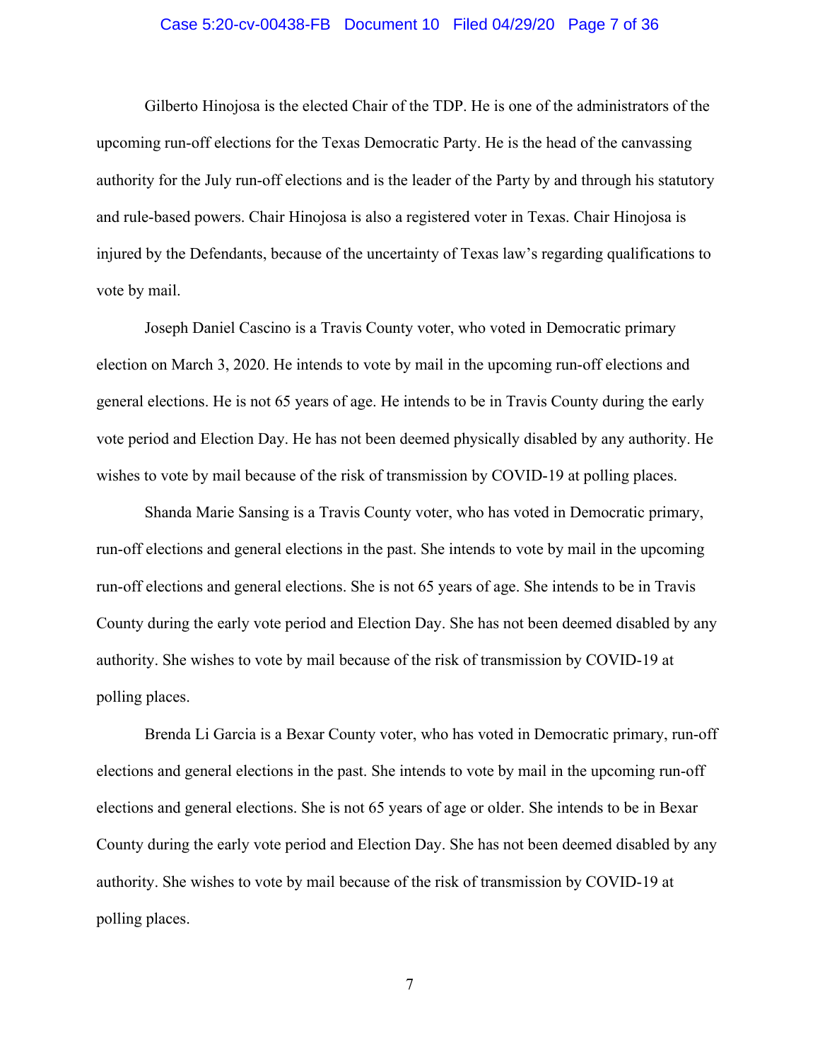Gilberto Hinojosa is the elected Chair of the TDP. He is one of the administrators of the upcoming run-off elections for the Texas Democratic Party. He is the head of the canvassing authority for the July run-off elections and is the leader of the Party by and through his statutory and rule-based powers. Chair Hinojosa is also a registered voter in Texas. Chair Hinojosa is injured by the Defendants, because of the uncertainty of Texas law's regarding qualifications to vote by mail.

Joseph Daniel Cascino is a Travis County voter, who voted in Democratic primary election on March 3, 2020. He intends to vote by mail in the upcoming run-off elections and general elections. He is not 65 years of age. He intends to be in Travis County during the early vote period and Election Day. He has not been deemed physically disabled by any authority. He wishes to vote by mail because of the risk of transmission by COVID-19 at polling places.

Shanda Marie Sansing is a Travis County voter, who has voted in Democratic primary, run-off elections and general elections in the past. She intends to vote by mail in the upcoming run-off elections and general elections. She is not 65 years of age. She intends to be in Travis County during the early vote period and Election Day. She has not been deemed disabled by any authority. She wishes to vote by mail because of the risk of transmission by COVID-19 at polling places.

Brenda Li Garcia is a Bexar County voter, who has voted in Democratic primary, run-off elections and general elections in the past. She intends to vote by mail in the upcoming run-off elections and general elections. She is not 65 years of age or older. She intends to be in Bexar County during the early vote period and Election Day. She has not been deemed disabled by any authority. She wishes to vote by mail because of the risk of transmission by COVID-19 at polling places.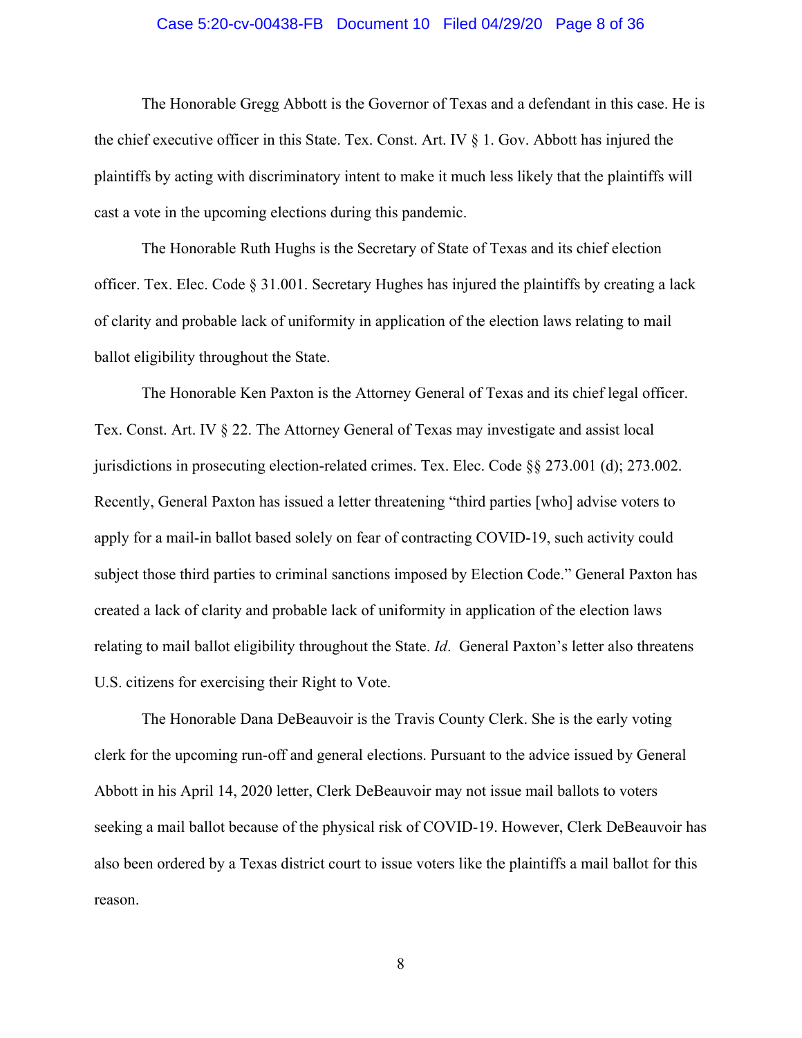The Honorable Gregg Abbott is the Governor of Texas and a defendant in this case. He is the chief executive officer in this State. Tex. Const. Art. IV § 1. Gov. Abbott has injured the plaintiffs by acting with discriminatory intent to make it much less likely that the plaintiffs will cast a vote in the upcoming elections during this pandemic.

The Honorable Ruth Hughs is the Secretary of State of Texas and its chief election officer. Tex. Elec. Code § 31.001. Secretary Hughes has injured the plaintiffs by creating a lack of clarity and probable lack of uniformity in application of the election laws relating to mail ballot eligibility throughout the State.

The Honorable Ken Paxton is the Attorney General of Texas and its chief legal officer. Tex. Const. Art. IV § 22. The Attorney General of Texas may investigate and assist local jurisdictions in prosecuting election-related crimes. Tex. Elec. Code §§ 273.001 (d); 273.002. Recently, General Paxton has issued a letter threatening "third parties [who] advise voters to apply for a mail-in ballot based solely on fear of contracting COVID-19, such activity could subject those third parties to criminal sanctions imposed by Election Code." General Paxton has created a lack of clarity and probable lack of uniformity in application of the election laws relating to mail ballot eligibility throughout the State. *Id*. General Paxton's letter also threatens U.S. citizens for exercising their Right to Vote.

The Honorable Dana DeBeauvoir is the Travis County Clerk. She is the early voting clerk for the upcoming run-off and general elections. Pursuant to the advice issued by General Abbott in his April 14, 2020 letter, Clerk DeBeauvoir may not issue mail ballots to voters seeking a mail ballot because of the physical risk of COVID-19. However, Clerk DeBeauvoir has also been ordered by a Texas district court to issue voters like the plaintiffs a mail ballot for this reason.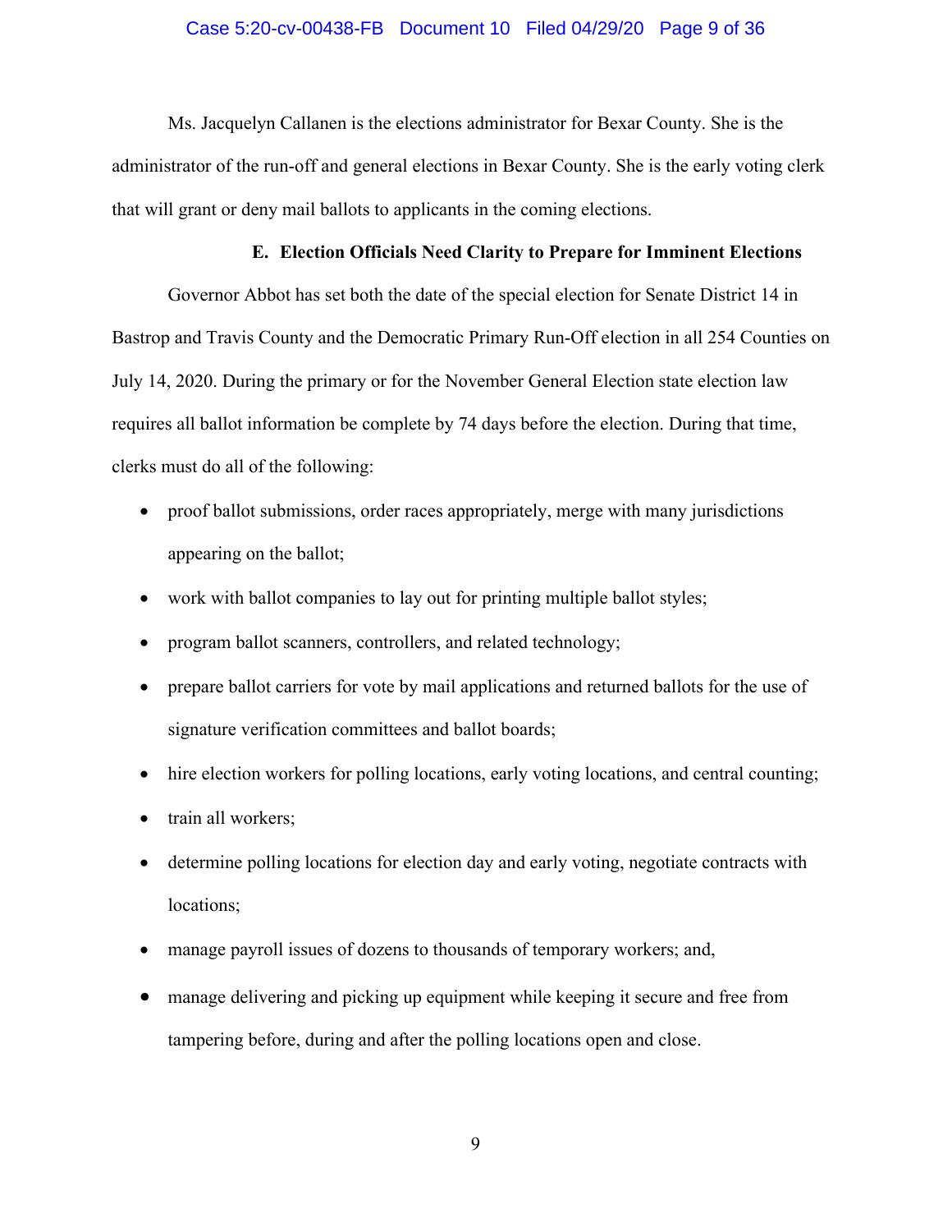Ms. Jacquelyn Callanen is the elections administrator for Bexar County. She is the administrator of the run-off and general elections in Bexar County. She is the early voting clerk that will grant or deny mail ballots to applicants in the coming elections.

### E. Election Officials Need Clarity to Prepare for Imminent Elections

Governor Abbot has set both the date of the special election for Senate District 14 in Bastrop and Travis County and the Democratic Primary Run-Off election in all 254 Counties on July 14, 2020. During the primary or for the November General Election state election law requires all ballot information be complete by 74 days before the election. During that time, clerks must do all of the following:

- proof ballot submissions, order races appropriately, merge with many jurisdictions appearing on the ballot;
- work with ballot companies to lay out for printing multiple ballot styles;
- program ballot scanners, controllers, and related technology;
- prepare ballot carriers for vote by mail applications and returned ballots for the use of signature verification committees and ballot boards;
- hire election workers for polling locations, early voting locations, and central counting;
- train all workers;
- determine polling locations for election day and early voting, negotiate contracts with locations;
- manage payroll issues of dozens to thousands of temporary workers; and,
- manage delivering and picking up equipment while keeping it secure and free from tampering before, during and after the polling locations open and close.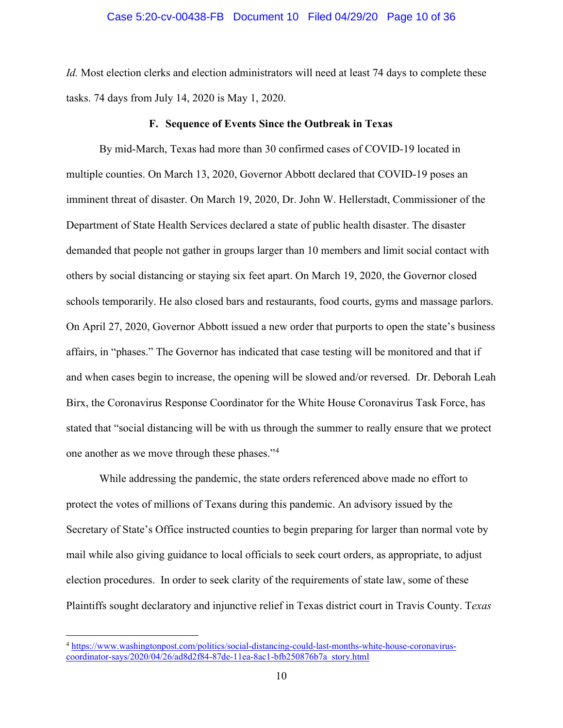*Id.* Most election clerks and election administrators will need at least 74 days to complete these tasks. 74 days from July 14, 2020 is May 1, 2020.

### F. Sequence of Events Since the Outbreak in Texas

By mid-March, Texas had more than 30 confirmed cases of COVID-19 located in multiple counties. On March 13, 2020, Governor Abbott declared that COVID-19 poses an imminent threat of disaster. On March 19, 2020, Dr. John W. Hellerstadt, Commissioner of the Department of State Health Services declared a state of public health disaster. The disaster demanded that people not gather in groups larger than 10 members and limit social contact with others by social distancing or staying six feet apart. On March 19, 2020, the Governor closed schools temporarily. He also closed bars and restaurants, food courts, gyms and massage parlors. On April 27, 2020, Governor Abbott issued a new order that purports to open the state's business affairs, in "phases." The Governor has indicated that case testing will be monitored and that if and when cases begin to increase, the opening will be slowed and/or reversed. Dr. Deborah Leah Birx, the Coronavirus Response Coordinator for the White House Coronavirus Task Force, has stated that "social distancing will be with us through the summer to really ensure that we protect one another as we move through these phases."[4]

While addressing the pandemic, the state orders referenced above made no effort to protect the votes of millions of Texans during this pandemic. An advisory issued by the Secretary of State's Office instructed counties to begin preparing for larger than normal vote by mail while also giving guidance to local officials to seek court orders, as appropriate, to adjust election procedures. In order to seek clarity of the requirements of state law, some of these Plaintiffs sought declaratory and injunctive relief in Texas district court in Travis County. T*exas*

---

[4] https://www.washingtonpost.com/politics/social-distancing-could-last-months-white-house-coronavirus-coordinator-says/2020/04/26/ad8d2f84-87de-11ea-8ac1-bfb250876b7a_story.html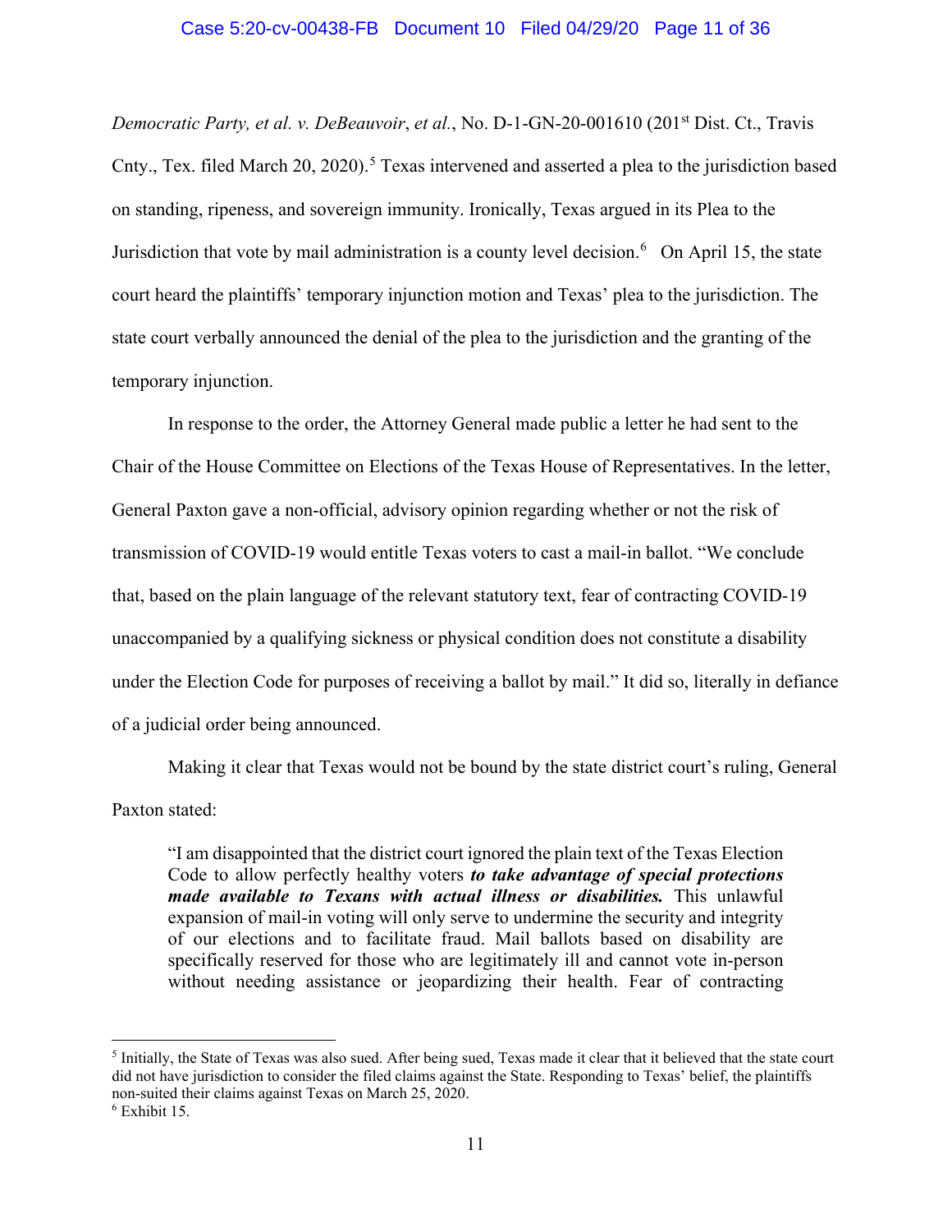*Democratic Party, et al. v. DeBeauvoir*, *et al.*, No. D-1-GN-20-001610 (201st Dist. Ct., Travis Cnty., Tex. filed March 20, 2020).[5] Texas intervened and asserted a plea to the jurisdiction based on standing, ripeness, and sovereign immunity. Ironically, Texas argued in its Plea to the Jurisdiction that vote by mail administration is a county level decision.[6] On April 15, the state court heard the plaintiffs' temporary injunction motion and Texas' plea to the jurisdiction. The state court verbally announced the denial of the plea to the jurisdiction and the granting of the temporary injunction.

In response to the order, the Attorney General made public a letter he had sent to the Chair of the House Committee on Elections of the Texas House of Representatives. In the letter, General Paxton gave a non-official, advisory opinion regarding whether or not the risk of transmission of COVID-19 would entitle Texas voters to cast a mail-in ballot. "We conclude that, based on the plain language of the relevant statutory text, fear of contracting COVID-19 unaccompanied by a qualifying sickness or physical condition does not constitute a disability under the Election Code for purposes of receiving a ballot by mail." It did so, literally in defiance of a judicial order being announced.

Making it clear that Texas would not be bound by the state district court's ruling, General Paxton stated:

> "I am disappointed that the district court ignored the plain text of the Texas Election Code to allow perfectly healthy voters ***to take advantage of special protections made available to Texans with actual illness or disabilities.*** This unlawful expansion of mail-in voting will only serve to undermine the security and integrity of our elections and to facilitate fraud. Mail ballots based on disability are specifically reserved for those who are legitimately ill and cannot vote in-person without needing assistance or jeopardizing their health. Fear of contracting

---

[5] Initially, the State of Texas was also sued. After being sued, Texas made it clear that it believed that the state court did not have jurisdiction to consider the filed claims against the State. Responding to Texas' belief, the plaintiffs non-suited their claims against Texas on March 25, 2020.

[6] Exhibit 15.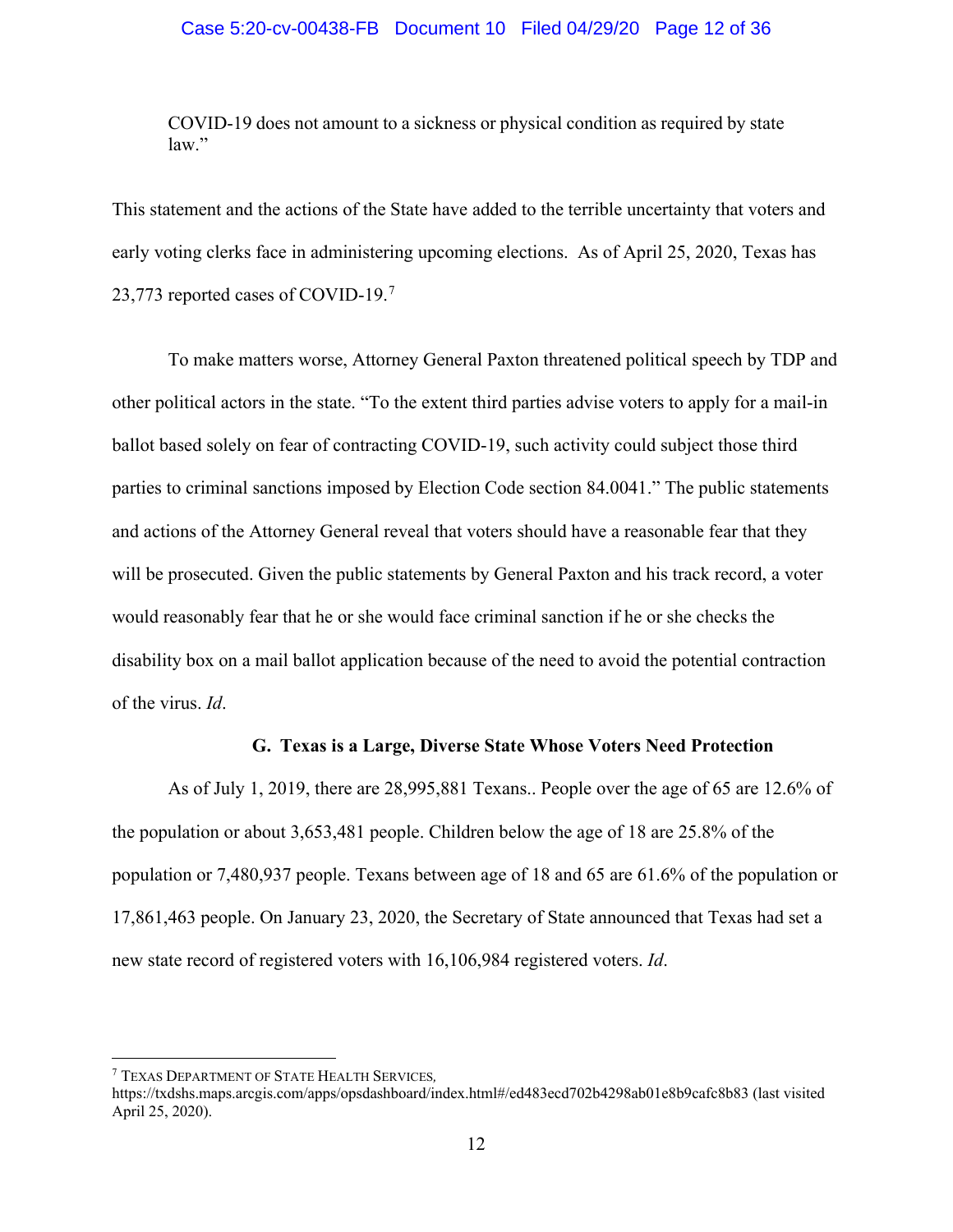COVID-19 does not amount to a sickness or physical condition as required by state law."

This statement and the actions of the State have added to the terrible uncertainty that voters and early voting clerks face in administering upcoming elections. As of April 25, 2020, Texas has 23,773 reported cases of COVID-19.[7]

To make matters worse, Attorney General Paxton threatened political speech by TDP and other political actors in the state. "To the extent third parties advise voters to apply for a mail-in ballot based solely on fear of contracting COVID-19, such activity could subject those third parties to criminal sanctions imposed by Election Code section 84.0041." The public statements and actions of the Attorney General reveal that voters should have a reasonable fear that they will be prosecuted. Given the public statements by General Paxton and his track record, a voter would reasonably fear that he or she would face criminal sanction if he or she checks the disability box on a mail ballot application because of the need to avoid the potential contraction of the virus. *Id*.

### G. Texas is a Large, Diverse State Whose Voters Need Protection

As of July 1, 2019, there are 28,995,881 Texans.. People over the age of 65 are 12.6% of the population or about 3,653,481 people. Children below the age of 18 are 25.8% of the population or 7,480,937 people. Texans between age of 18 and 65 are 61.6% of the population or 17,861,463 people. On January 23, 2020, the Secretary of State announced that Texas had set a new state record of registered voters with 16,106,984 registered voters. *Id*.

---

[7] TEXAS DEPARTMENT OF STATE HEALTH SERVICES, https://txdshs.maps.arcgis.com/apps/opsdashboard/index.html#/ed483ecd702b4298ab01e8b9cafc8b83 (last visited April 25, 2020).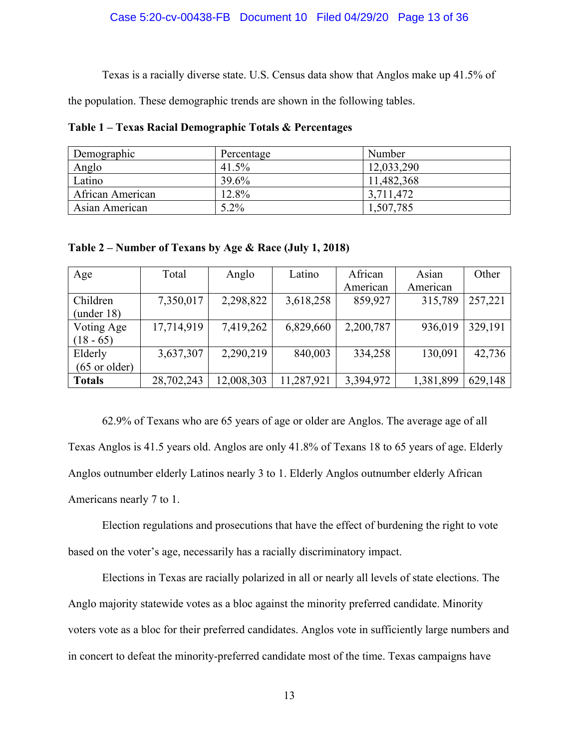Texas is a racially diverse state. U.S. Census data show that Anglos make up 41.5% of the population. These demographic trends are shown in the following tables.

**Table 1 – Texas Racial Demographic Totals & Percentages**

| Demographic | Percentage | Number |
|---|---|---|
| Anglo | 41.5% | 12,033,290 |
| Latino | 39.6% | 11,482,368 |
| African American | 12.8% | 3,711,472 |
| Asian American | 5.2% | 1,507,785 |

**Table 2 – Number of Texans by Age & Race (July 1, 2018)**

| Age | Total | Anglo | Latino | African American | Asian American | Other |
|---|---|---|---|---|---|---|
| Children (under 18) | 7,350,017 | 2,298,822 | 3,618,258 | 859,927 | 315,789 | 257,221 |
| Voting Age (18 - 65) | 17,714,919 | 7,419,262 | 6,829,660 | 2,200,787 | 936,019 | 329,191 |
| Elderly (65 or older) | 3,637,307 | 2,290,219 | 840,003 | 334,258 | 130,091 | 42,736 |
| **Totals** | 28,702,243 | 12,008,303 | 11,287,921 | 3,394,972 | 1,381,899 | 629,148 |

62.9% of Texans who are 65 years of age or older are Anglos. The average age of all Texas Anglos is 41.5 years old. Anglos are only 41.8% of Texans 18 to 65 years of age. Elderly Anglos outnumber elderly Latinos nearly 3 to 1. Elderly Anglos outnumber elderly African Americans nearly 7 to 1.

Election regulations and prosecutions that have the effect of burdening the right to vote based on the voter's age, necessarily has a racially discriminatory impact.

Elections in Texas are racially polarized in all or nearly all levels of state elections. The Anglo majority statewide votes as a bloc against the minority preferred candidate. Minority voters vote as a bloc for their preferred candidates. Anglos vote in sufficiently large numbers and in concert to defeat the minority-preferred candidate most of the time. Texas campaigns have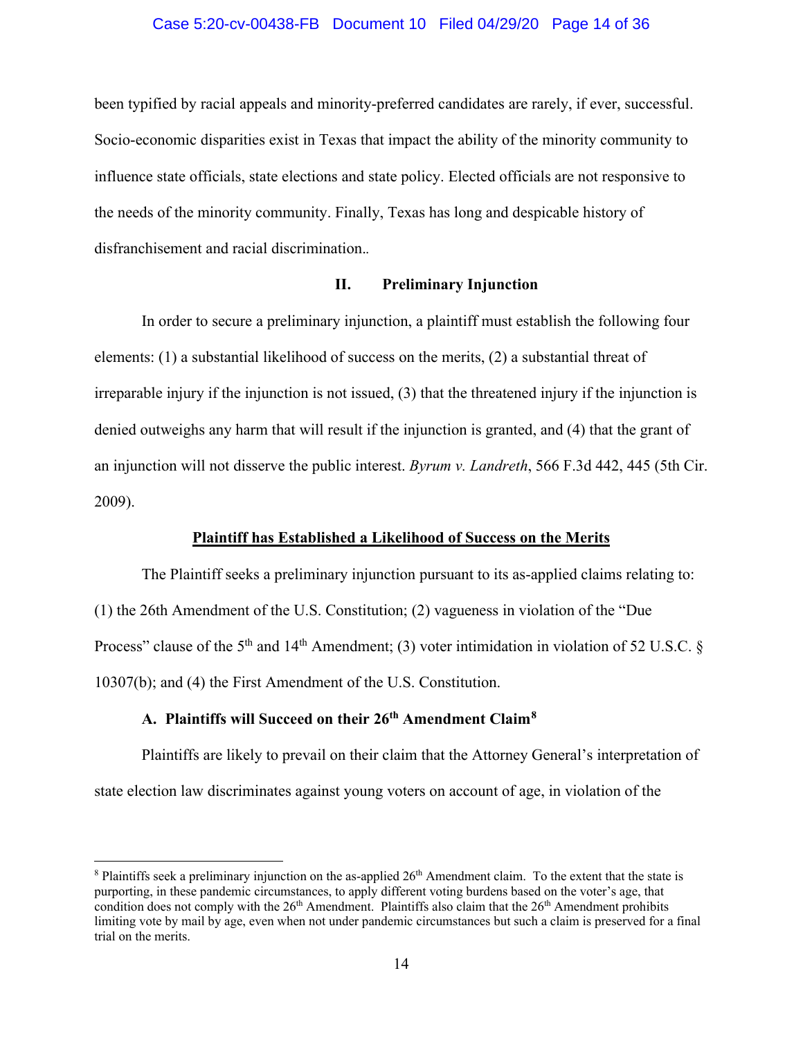been typified by racial appeals and minority-preferred candidates are rarely, if ever, successful. Socio-economic disparities exist in Texas that impact the ability of the minority community to influence state officials, state elections and state policy. Elected officials are not responsive to the needs of the minority community. Finally, Texas has long and despicable history of disfranchisement and racial discrimination..

## II. Preliminary Injunction

In order to secure a preliminary injunction, a plaintiff must establish the following four elements: (1) a substantial likelihood of success on the merits, (2) a substantial threat of irreparable injury if the injunction is not issued, (3) that the threatened injury if the injunction is denied outweighs any harm that will result if the injunction is granted, and (4) that the grant of an injunction will not disserve the public interest. *Byrum v. Landreth*, 566 F.3d 442, 445 (5th Cir. 2009).

### Plaintiff has Established a Likelihood of Success on the Merits

The Plaintiff seeks a preliminary injunction pursuant to its as-applied claims relating to: (1) the 26th Amendment of the U.S. Constitution; (2) vagueness in violation of the "Due Process" clause of the 5th and 14th Amendment; (3) voter intimidation in violation of 52 U.S.C. § 10307(b); and (4) the First Amendment of the U.S. Constitution.

### A. Plaintiffs will Succeed on their 26th Amendment Claim[8]

Plaintiffs are likely to prevail on their claim that the Attorney General's interpretation of state election law discriminates against young voters on account of age, in violation of the

---

[8] Plaintiffs seek a preliminary injunction on the as-applied 26th Amendment claim. To the extent that the state is purporting, in these pandemic circumstances, to apply different voting burdens based on the voter's age, that condition does not comply with the 26th Amendment. Plaintiffs also claim that the 26th Amendment prohibits limiting vote by mail by age, even when not under pandemic circumstances but such a claim is preserved for a final trial on the merits.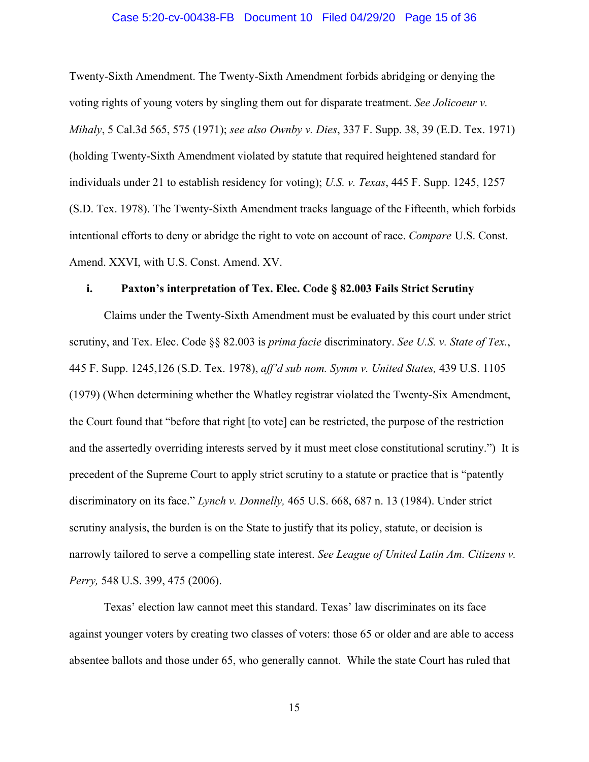Twenty-Sixth Amendment. The Twenty-Sixth Amendment forbids abridging or denying the voting rights of young voters by singling them out for disparate treatment. *See Jolicoeur v. Mihaly*, 5 Cal.3d 565, 575 (1971); *see also Ownby v. Dies*, 337 F. Supp. 38, 39 (E.D. Tex. 1971) (holding Twenty-Sixth Amendment violated by statute that required heightened standard for individuals under 21 to establish residency for voting); *U.S. v. Texas*, 445 F. Supp. 1245, 1257 (S.D. Tex. 1978). The Twenty-Sixth Amendment tracks language of the Fifteenth, which forbids intentional efforts to deny or abridge the right to vote on account of race. *Compare* U.S. Const. Amend. XXVI, with U.S. Const. Amend. XV.

**i. Paxton's interpretation of Tex. Elec. Code § 82.003 Fails Strict Scrutiny**

Claims under the Twenty-Sixth Amendment must be evaluated by this court under strict scrutiny, and Tex. Elec. Code §§ 82.003 is *prima facie* discriminatory. *See U.S. v. State of Tex.*, 445 F. Supp. 1245,126 (S.D. Tex. 1978), *aff'd sub nom. Symm v. United States,* 439 U.S. 1105 (1979) (When determining whether the Whatley registrar violated the Twenty-Six Amendment, the Court found that "before that right [to vote] can be restricted, the purpose of the restriction and the assertedly overriding interests served by it must meet close constitutional scrutiny.") It is precedent of the Supreme Court to apply strict scrutiny to a statute or practice that is "patently discriminatory on its face." *Lynch v. Donnelly,* 465 U.S. 668, 687 n. 13 (1984). Under strict scrutiny analysis, the burden is on the State to justify that its policy, statute, or decision is narrowly tailored to serve a compelling state interest. *See League of United Latin Am. Citizens v. Perry,* 548 U.S. 399, 475 (2006).

Texas' election law cannot meet this standard. Texas' law discriminates on its face against younger voters by creating two classes of voters: those 65 or older and are able to access absentee ballots and those under 65, who generally cannot. While the state Court has ruled that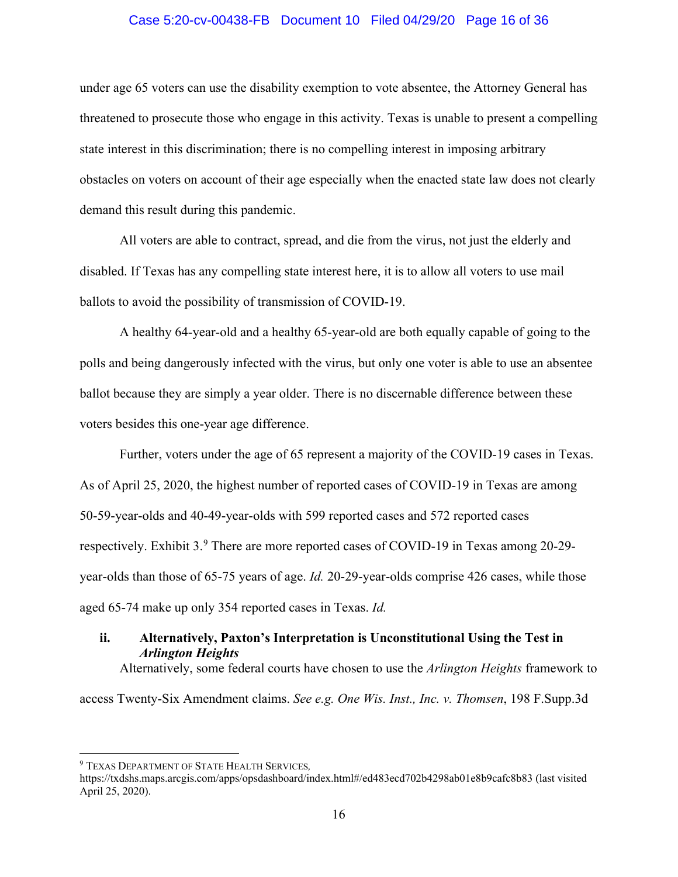under age 65 voters can use the disability exemption to vote absentee, the Attorney General has threatened to prosecute those who engage in this activity. Texas is unable to present a compelling state interest in this discrimination; there is no compelling interest in imposing arbitrary obstacles on voters on account of their age especially when the enacted state law does not clearly demand this result during this pandemic.

All voters are able to contract, spread, and die from the virus, not just the elderly and disabled. If Texas has any compelling state interest here, it is to allow all voters to use mail ballots to avoid the possibility of transmission of COVID-19.

A healthy 64-year-old and a healthy 65-year-old are both equally capable of going to the polls and being dangerously infected with the virus, but only one voter is able to use an absentee ballot because they are simply a year older. There is no discernable difference between these voters besides this one-year age difference.

Further, voters under the age of 65 represent a majority of the COVID-19 cases in Texas. As of April 25, 2020, the highest number of reported cases of COVID-19 in Texas are among 50-59-year-olds and 40-49-year-olds with 599 reported cases and 572 reported cases respectively. Exhibit 3.[9] There are more reported cases of COVID-19 in Texas among 20-29-year-olds than those of 65-75 years of age. *Id.* 20-29-year-olds comprise 426 cases, while those aged 65-74 make up only 354 reported cases in Texas. *Id.*

### ii. Alternatively, Paxton's Interpretation is Unconstitutional Using the Test in *Arlington Heights*

Alternatively, some federal courts have chosen to use the *Arlington Heights* framework to access Twenty-Six Amendment claims. *See e.g. One Wis. Inst., Inc. v. Thomsen*, 198 F.Supp.3d

---

[9] TEXAS DEPARTMENT OF STATE HEALTH SERVICES, https://txdshs.maps.arcgis.com/apps/opsdashboard/index.html#/ed483ecd702b4298ab01e8b9cafc8b83 (last visited April 25, 2020).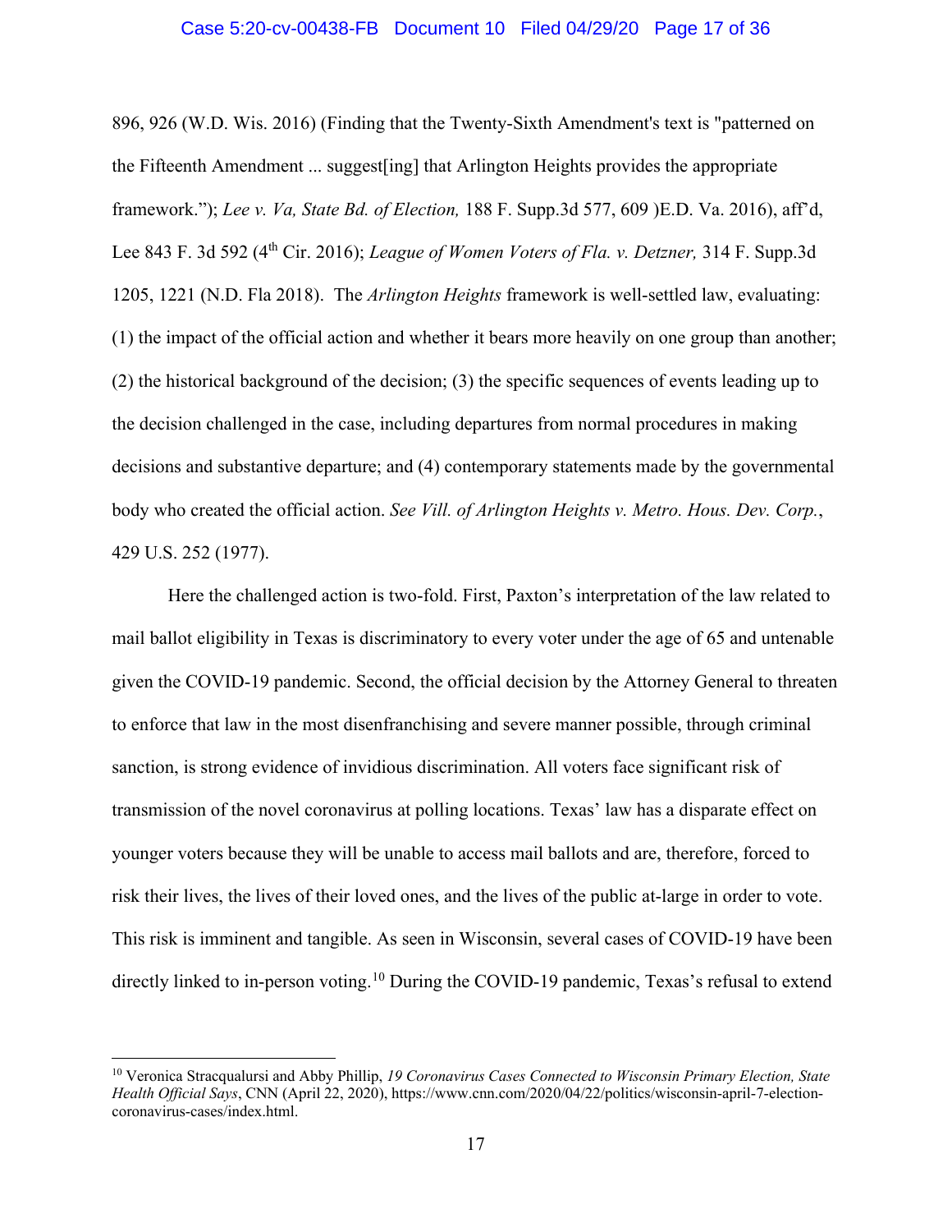896, 926 (W.D. Wis. 2016) (Finding that the Twenty-Sixth Amendment's text is "patterned on the Fifteenth Amendment ... suggest[ing] that Arlington Heights provides the appropriate framework."); *Lee v. Va, State Bd. of Election,* 188 F. Supp.3d 577, 609 )E.D. Va. 2016), aff'd, Lee 843 F. 3d 592 (4th Cir. 2016); *League of Women Voters of Fla. v. Detzner,* 314 F. Supp.3d 1205, 1221 (N.D. Fla 2018). The *Arlington Heights* framework is well-settled law, evaluating: (1) the impact of the official action and whether it bears more heavily on one group than another; (2) the historical background of the decision; (3) the specific sequences of events leading up to the decision challenged in the case, including departures from normal procedures in making decisions and substantive departure; and (4) contemporary statements made by the governmental body who created the official action. *See Vill. of Arlington Heights v. Metro. Hous. Dev. Corp.*, 429 U.S. 252 (1977).

Here the challenged action is two-fold. First, Paxton's interpretation of the law related to mail ballot eligibility in Texas is discriminatory to every voter under the age of 65 and untenable given the COVID-19 pandemic. Second, the official decision by the Attorney General to threaten to enforce that law in the most disenfranchising and severe manner possible, through criminal sanction, is strong evidence of invidious discrimination. All voters face significant risk of transmission of the novel coronavirus at polling locations. Texas' law has a disparate effect on younger voters because they will be unable to access mail ballots and are, therefore, forced to risk their lives, the lives of their loved ones, and the lives of the public at-large in order to vote. This risk is imminent and tangible. As seen in Wisconsin, several cases of COVID-19 have been directly linked to in-person voting.[10] During the COVID-19 pandemic, Texas's refusal to extend

[10] Veronica Stracqualursi and Abby Phillip, *19 Coronavirus Cases Connected to Wisconsin Primary Election, State Health Official Says*, CNN (April 22, 2020), https://www.cnn.com/2020/04/22/politics/wisconsin-april-7-election-coronavirus-cases/index.html.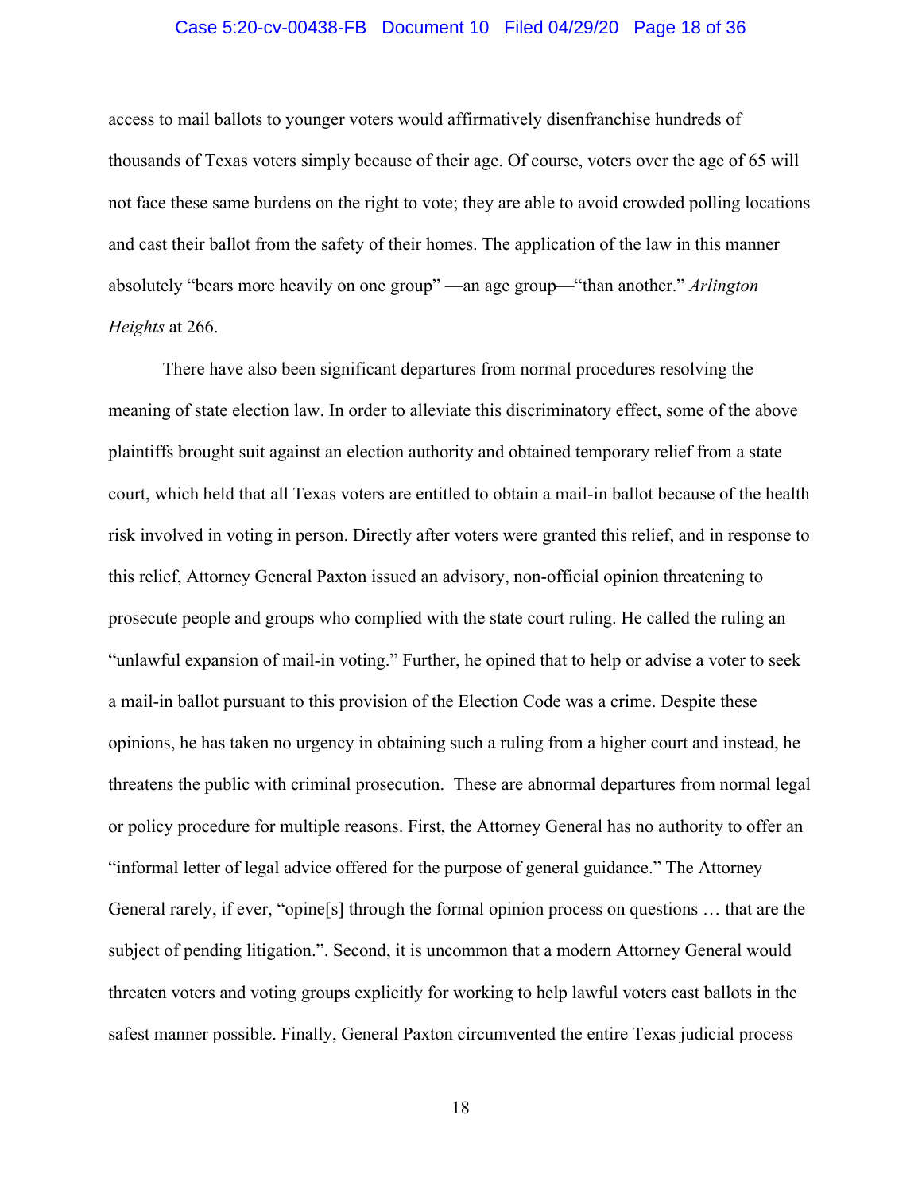access to mail ballots to younger voters would affirmatively disenfranchise hundreds of thousands of Texas voters simply because of their age. Of course, voters over the age of 65 will not face these same burdens on the right to vote; they are able to avoid crowded polling locations and cast their ballot from the safety of their homes. The application of the law in this manner absolutely "bears more heavily on one group" —an age group—"than another." *Arlington Heights* at 266.

There have also been significant departures from normal procedures resolving the meaning of state election law. In order to alleviate this discriminatory effect, some of the above plaintiffs brought suit against an election authority and obtained temporary relief from a state court, which held that all Texas voters are entitled to obtain a mail-in ballot because of the health risk involved in voting in person. Directly after voters were granted this relief, and in response to this relief, Attorney General Paxton issued an advisory, non-official opinion threatening to prosecute people and groups who complied with the state court ruling. He called the ruling an "unlawful expansion of mail-in voting." Further, he opined that to help or advise a voter to seek a mail-in ballot pursuant to this provision of the Election Code was a crime. Despite these opinions, he has taken no urgency in obtaining such a ruling from a higher court and instead, he threatens the public with criminal prosecution. These are abnormal departures from normal legal or policy procedure for multiple reasons. First, the Attorney General has no authority to offer an "informal letter of legal advice offered for the purpose of general guidance." The Attorney General rarely, if ever, "opine[s] through the formal opinion process on questions … that are the subject of pending litigation.". Second, it is uncommon that a modern Attorney General would threaten voters and voting groups explicitly for working to help lawful voters cast ballots in the safest manner possible. Finally, General Paxton circumvented the entire Texas judicial process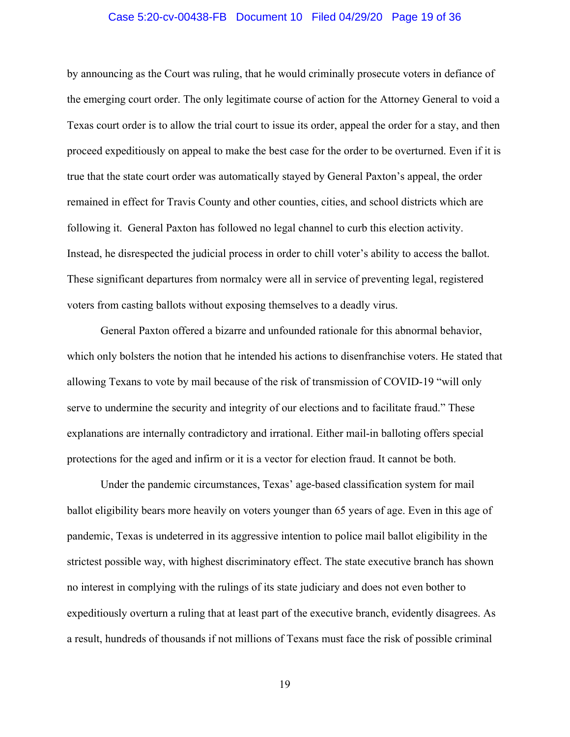by announcing as the Court was ruling, that he would criminally prosecute voters in defiance of the emerging court order. The only legitimate course of action for the Attorney General to void a Texas court order is to allow the trial court to issue its order, appeal the order for a stay, and then proceed expeditiously on appeal to make the best case for the order to be overturned. Even if it is true that the state court order was automatically stayed by General Paxton's appeal, the order remained in effect for Travis County and other counties, cities, and school districts which are following it. General Paxton has followed no legal channel to curb this election activity. Instead, he disrespected the judicial process in order to chill voter's ability to access the ballot. These significant departures from normalcy were all in service of preventing legal, registered voters from casting ballots without exposing themselves to a deadly virus.

General Paxton offered a bizarre and unfounded rationale for this abnormal behavior, which only bolsters the notion that he intended his actions to disenfranchise voters. He stated that allowing Texans to vote by mail because of the risk of transmission of COVID-19 "will only serve to undermine the security and integrity of our elections and to facilitate fraud." These explanations are internally contradictory and irrational. Either mail-in balloting offers special protections for the aged and infirm or it is a vector for election fraud. It cannot be both.

Under the pandemic circumstances, Texas' age-based classification system for mail ballot eligibility bears more heavily on voters younger than 65 years of age. Even in this age of pandemic, Texas is undeterred in its aggressive intention to police mail ballot eligibility in the strictest possible way, with highest discriminatory effect. The state executive branch has shown no interest in complying with the rulings of its state judiciary and does not even bother to expeditiously overturn a ruling that at least part of the executive branch, evidently disagrees. As a result, hundreds of thousands if not millions of Texans must face the risk of possible criminal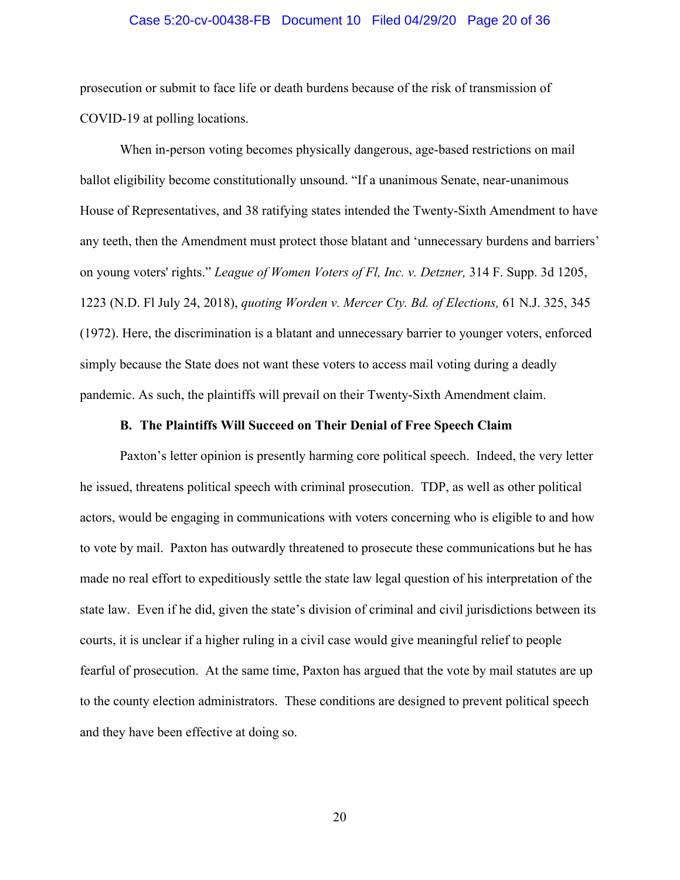prosecution or submit to face life or death burdens because of the risk of transmission of COVID-19 at polling locations.

When in-person voting becomes physically dangerous, age-based restrictions on mail ballot eligibility become constitutionally unsound. "If a unanimous Senate, near-unanimous House of Representatives, and 38 ratifying states intended the Twenty-Sixth Amendment to have any teeth, then the Amendment must protect those blatant and 'unnecessary burdens and barriers' on young voters' rights." *League of Women Voters of Fl, Inc. v. Detzner,* 314 F. Supp. 3d 1205, 1223 (N.D. Fl July 24, 2018), *quoting Worden v. Mercer Cty. Bd. of Elections,* 61 N.J. 325, 345 (1972). Here, the discrimination is a blatant and unnecessary barrier to younger voters, enforced simply because the State does not want these voters to access mail voting during a deadly pandemic. As such, the plaintiffs will prevail on their Twenty-Sixth Amendment claim.

**B. The Plaintiffs Will Succeed on Their Denial of Free Speech Claim**

Paxton's letter opinion is presently harming core political speech. Indeed, the very letter he issued, threatens political speech with criminal prosecution. TDP, as well as other political actors, would be engaging in communications with voters concerning who is eligible to and how to vote by mail. Paxton has outwardly threatened to prosecute these communications but he has made no real effort to expeditiously settle the state law legal question of his interpretation of the state law. Even if he did, given the state's division of criminal and civil jurisdictions between its courts, it is unclear if a higher ruling in a civil case would give meaningful relief to people fearful of prosecution. At the same time, Paxton has argued that the vote by mail statutes are up to the county election administrators. These conditions are designed to prevent political speech and they have been effective at doing so.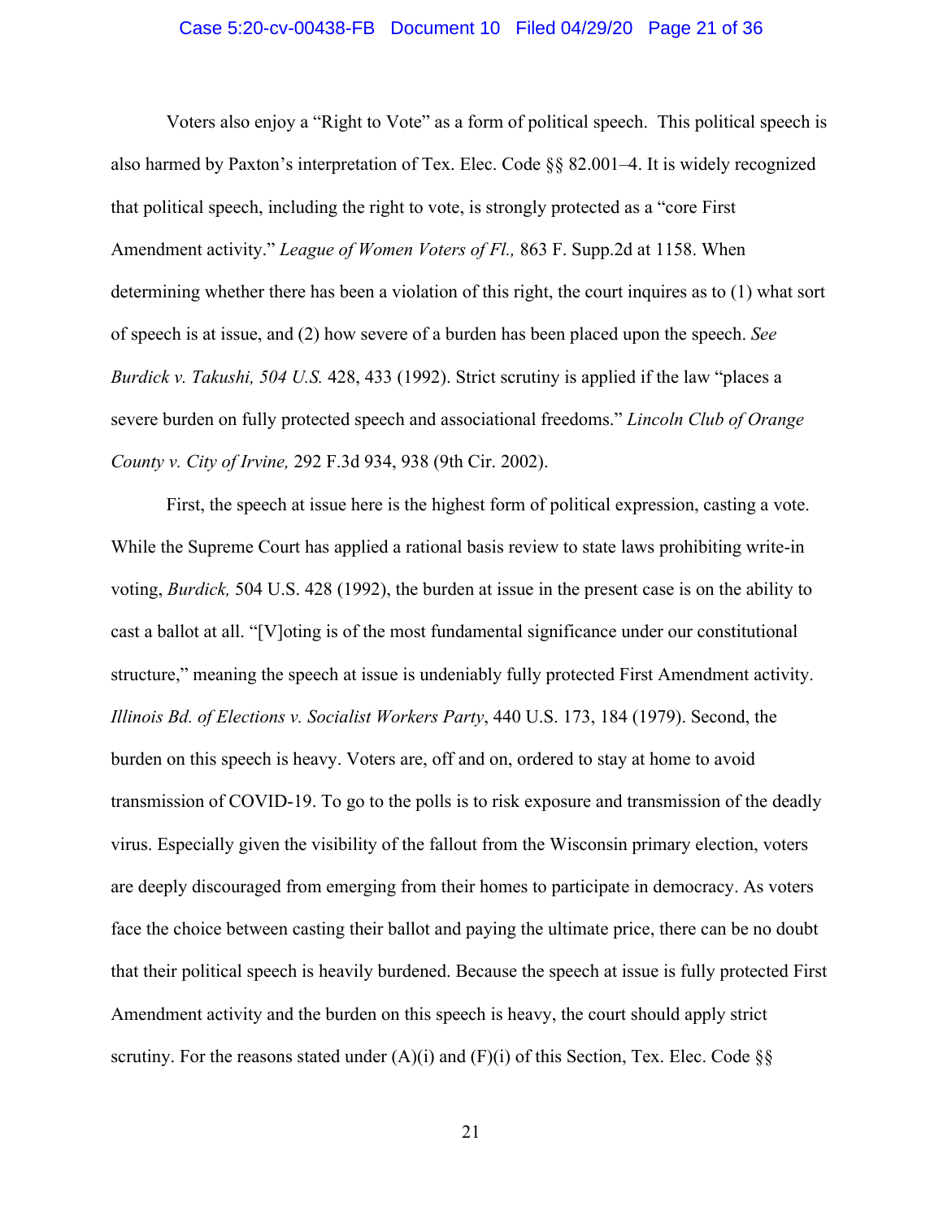Voters also enjoy a "Right to Vote" as a form of political speech. This political speech is also harmed by Paxton's interpretation of Tex. Elec. Code §§ 82.001–4. It is widely recognized that political speech, including the right to vote, is strongly protected as a "core First Amendment activity." *League of Women Voters of Fl.,* 863 F. Supp.2d at 1158. When determining whether there has been a violation of this right, the court inquires as to (1) what sort of speech is at issue, and (2) how severe of a burden has been placed upon the speech. *See Burdick v. Takushi, 504 U.S.* 428, 433 (1992). Strict scrutiny is applied if the law "places a severe burden on fully protected speech and associational freedoms." *Lincoln Club of Orange County v. City of Irvine,* 292 F.3d 934, 938 (9th Cir. 2002).

First, the speech at issue here is the highest form of political expression, casting a vote. While the Supreme Court has applied a rational basis review to state laws prohibiting write-in voting, *Burdick,* 504 U.S. 428 (1992), the burden at issue in the present case is on the ability to cast a ballot at all. "[V]oting is of the most fundamental significance under our constitutional structure," meaning the speech at issue is undeniably fully protected First Amendment activity. *Illinois Bd. of Elections v. Socialist Workers Party*, 440 U.S. 173, 184 (1979). Second, the burden on this speech is heavy. Voters are, off and on, ordered to stay at home to avoid transmission of COVID-19. To go to the polls is to risk exposure and transmission of the deadly virus. Especially given the visibility of the fallout from the Wisconsin primary election, voters are deeply discouraged from emerging from their homes to participate in democracy. As voters face the choice between casting their ballot and paying the ultimate price, there can be no doubt that their political speech is heavily burdened. Because the speech at issue is fully protected First Amendment activity and the burden on this speech is heavy, the court should apply strict scrutiny. For the reasons stated under (A)(i) and (F)(i) of this Section, Tex. Elec. Code §§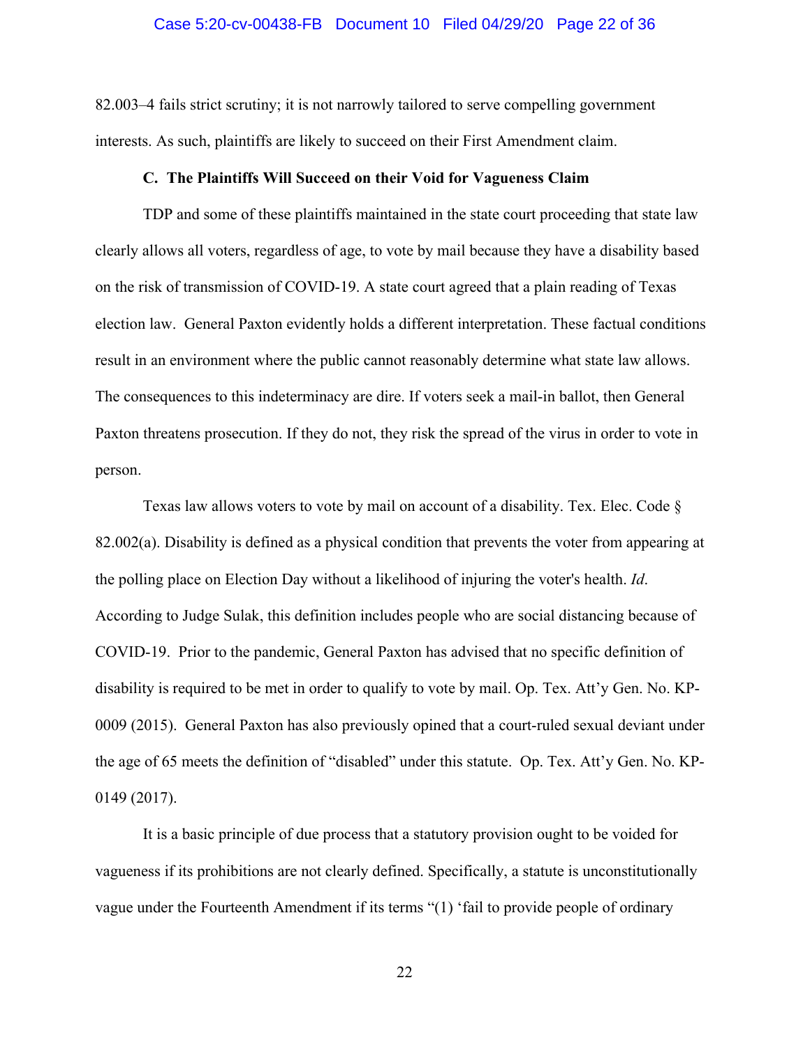82.003–4 fails strict scrutiny; it is not narrowly tailored to serve compelling government interests. As such, plaintiffs are likely to succeed on their First Amendment claim.

### C. The Plaintiffs Will Succeed on their Void for Vagueness Claim

TDP and some of these plaintiffs maintained in the state court proceeding that state law clearly allows all voters, regardless of age, to vote by mail because they have a disability based on the risk of transmission of COVID-19. A state court agreed that a plain reading of Texas election law. General Paxton evidently holds a different interpretation. These factual conditions result in an environment where the public cannot reasonably determine what state law allows. The consequences to this indeterminacy are dire. If voters seek a mail-in ballot, then General Paxton threatens prosecution. If they do not, they risk the spread of the virus in order to vote in person.

Texas law allows voters to vote by mail on account of a disability. Tex. Elec. Code § 82.002(a). Disability is defined as a physical condition that prevents the voter from appearing at the polling place on Election Day without a likelihood of injuring the voter's health. *Id*. According to Judge Sulak, this definition includes people who are social distancing because of COVID-19. Prior to the pandemic, General Paxton has advised that no specific definition of disability is required to be met in order to qualify to vote by mail. Op. Tex. Att'y Gen. No. KP-0009 (2015). General Paxton has also previously opined that a court-ruled sexual deviant under the age of 65 meets the definition of "disabled" under this statute. Op. Tex. Att'y Gen. No. KP-0149 (2017).

It is a basic principle of due process that a statutory provision ought to be voided for vagueness if its prohibitions are not clearly defined. Specifically, a statute is unconstitutionally vague under the Fourteenth Amendment if its terms "(1) 'fail to provide people of ordinary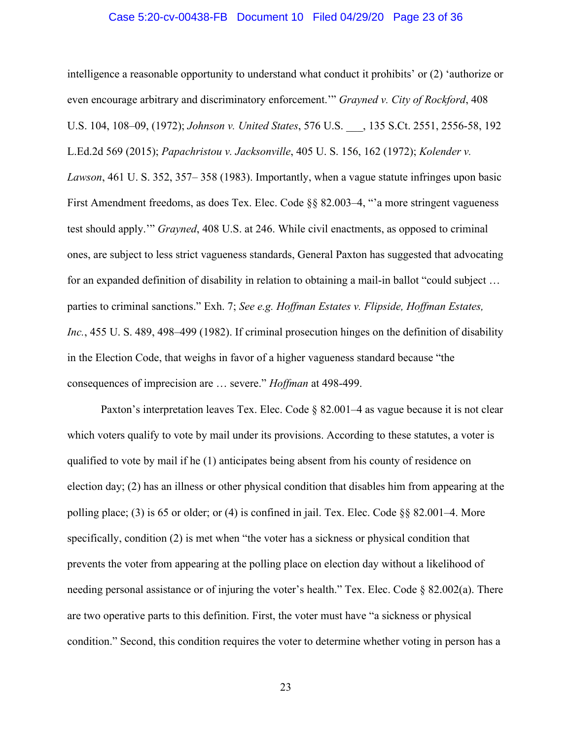intelligence a reasonable opportunity to understand what conduct it prohibits' or (2) 'authorize or even encourage arbitrary and discriminatory enforcement.'" *Grayned v. City of Rockford*, 408 U.S. 104, 108–09, (1972); *Johnson v. United States*, 576 U.S. ___, 135 S.Ct. 2551, 2556-58, 192 L.Ed.2d 569 (2015); *Papachristou v. Jacksonville*, 405 U. S. 156, 162 (1972); *Kolender v. Lawson*, 461 U. S. 352, 357– 358 (1983). Importantly, when a vague statute infringes upon basic First Amendment freedoms, as does Tex. Elec. Code §§ 82.003–4, "'a more stringent vagueness test should apply.'" *Grayned*, 408 U.S. at 246. While civil enactments, as opposed to criminal ones, are subject to less strict vagueness standards, General Paxton has suggested that advocating for an expanded definition of disability in relation to obtaining a mail-in ballot "could subject … parties to criminal sanctions." Exh. 7; *See e.g. Hoffman Estates v. Flipside, Hoffman Estates, Inc.*, 455 U. S. 489, 498–499 (1982). If criminal prosecution hinges on the definition of disability in the Election Code, that weighs in favor of a higher vagueness standard because "the consequences of imprecision are … severe." *Hoffman* at 498-499.

Paxton's interpretation leaves Tex. Elec. Code § 82.001–4 as vague because it is not clear which voters qualify to vote by mail under its provisions. According to these statutes, a voter is qualified to vote by mail if he (1) anticipates being absent from his county of residence on election day; (2) has an illness or other physical condition that disables him from appearing at the polling place; (3) is 65 or older; or (4) is confined in jail. Tex. Elec. Code §§ 82.001–4. More specifically, condition (2) is met when "the voter has a sickness or physical condition that prevents the voter from appearing at the polling place on election day without a likelihood of needing personal assistance or of injuring the voter's health." Tex. Elec. Code § 82.002(a). There are two operative parts to this definition. First, the voter must have "a sickness or physical condition." Second, this condition requires the voter to determine whether voting in person has a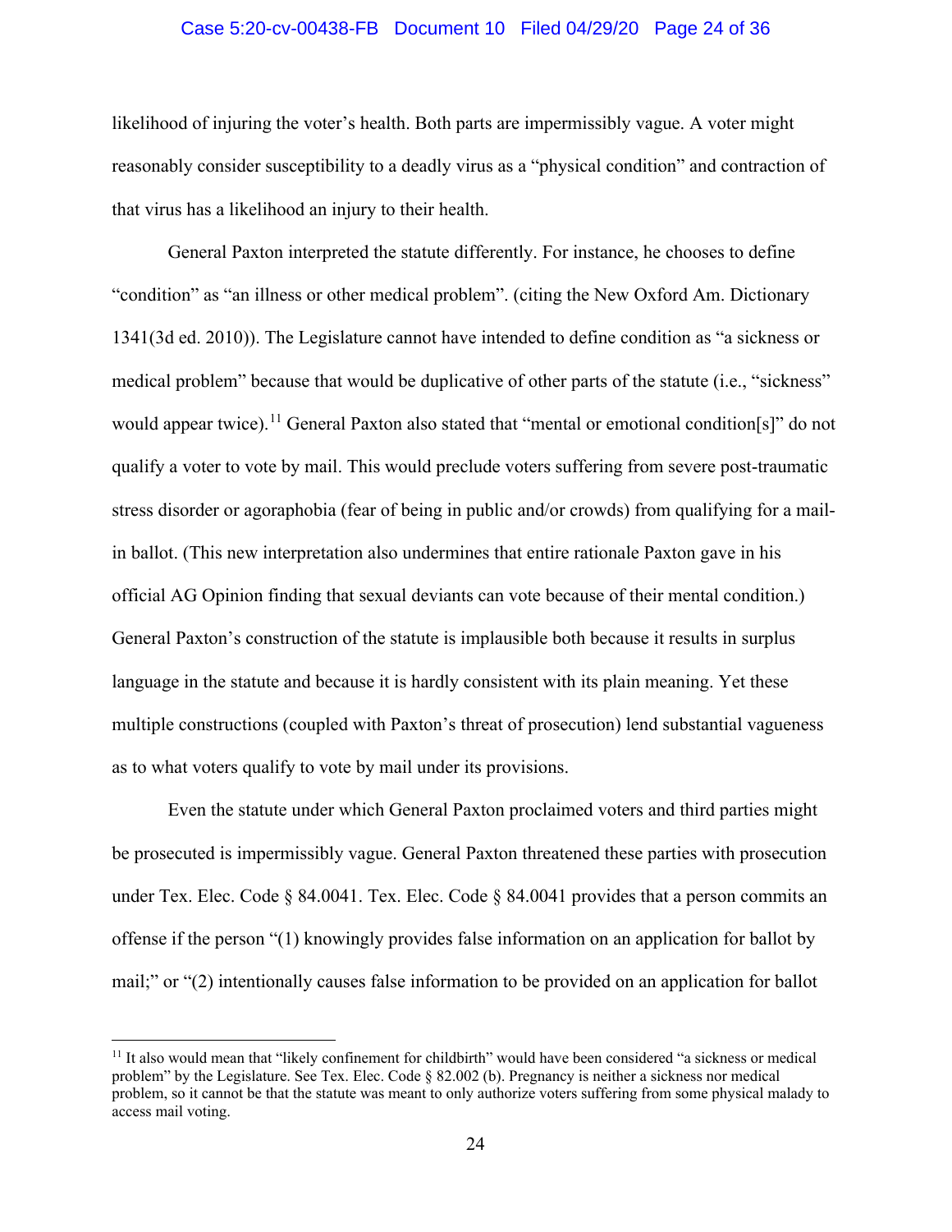likelihood of injuring the voter's health. Both parts are impermissibly vague. A voter might reasonably consider susceptibility to a deadly virus as a "physical condition" and contraction of that virus has a likelihood an injury to their health.

General Paxton interpreted the statute differently. For instance, he chooses to define "condition" as "an illness or other medical problem". (citing the New Oxford Am. Dictionary 1341(3d ed. 2010)). The Legislature cannot have intended to define condition as "a sickness or medical problem" because that would be duplicative of other parts of the statute (i.e., "sickness" would appear twice).[11] General Paxton also stated that "mental or emotional condition[s]" do not qualify a voter to vote by mail. This would preclude voters suffering from severe post-traumatic stress disorder or agoraphobia (fear of being in public and/or crowds) from qualifying for a mail-in ballot. (This new interpretation also undermines that entire rationale Paxton gave in his official AG Opinion finding that sexual deviants can vote because of their mental condition.) General Paxton's construction of the statute is implausible both because it results in surplus language in the statute and because it is hardly consistent with its plain meaning. Yet these multiple constructions (coupled with Paxton's threat of prosecution) lend substantial vagueness as to what voters qualify to vote by mail under its provisions.

Even the statute under which General Paxton proclaimed voters and third parties might be prosecuted is impermissibly vague. General Paxton threatened these parties with prosecution under Tex. Elec. Code § 84.0041. Tex. Elec. Code § 84.0041 provides that a person commits an offense if the person "(1) knowingly provides false information on an application for ballot by mail;" or "(2) intentionally causes false information to be provided on an application for ballot

---

[11] It also would mean that "likely confinement for childbirth" would have been considered "a sickness or medical problem" by the Legislature. See Tex. Elec. Code § 82.002 (b). Pregnancy is neither a sickness nor medical problem, so it cannot be that the statute was meant to only authorize voters suffering from some physical malady to access mail voting.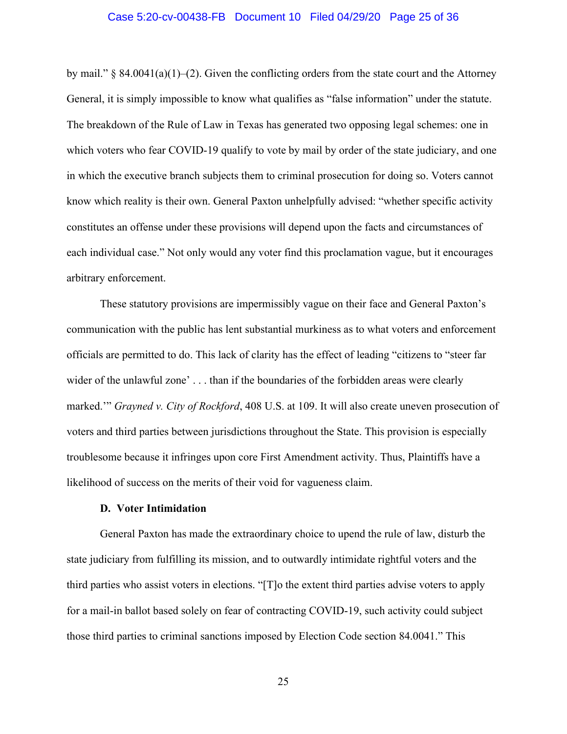by mail." § 84.0041(a)(1)–(2). Given the conflicting orders from the state court and the Attorney General, it is simply impossible to know what qualifies as "false information" under the statute. The breakdown of the Rule of Law in Texas has generated two opposing legal schemes: one in which voters who fear COVID-19 qualify to vote by mail by order of the state judiciary, and one in which the executive branch subjects them to criminal prosecution for doing so. Voters cannot know which reality is their own. General Paxton unhelpfully advised: "whether specific activity constitutes an offense under these provisions will depend upon the facts and circumstances of each individual case." Not only would any voter find this proclamation vague, but it encourages arbitrary enforcement.

These statutory provisions are impermissibly vague on their face and General Paxton's communication with the public has lent substantial murkiness as to what voters and enforcement officials are permitted to do. This lack of clarity has the effect of leading "citizens to "steer far wider of the unlawful zone' . . . than if the boundaries of the forbidden areas were clearly marked.'" *Grayned v. City of Rockford*, 408 U.S. at 109. It will also create uneven prosecution of voters and third parties between jurisdictions throughout the State. This provision is especially troublesome because it infringes upon core First Amendment activity. Thus, Plaintiffs have a likelihood of success on the merits of their void for vagueness claim.

### D. Voter Intimidation

General Paxton has made the extraordinary choice to upend the rule of law, disturb the state judiciary from fulfilling its mission, and to outwardly intimidate rightful voters and the third parties who assist voters in elections. "[T]o the extent third parties advise voters to apply for a mail-in ballot based solely on fear of contracting COVID-19, such activity could subject those third parties to criminal sanctions imposed by Election Code section 84.0041." This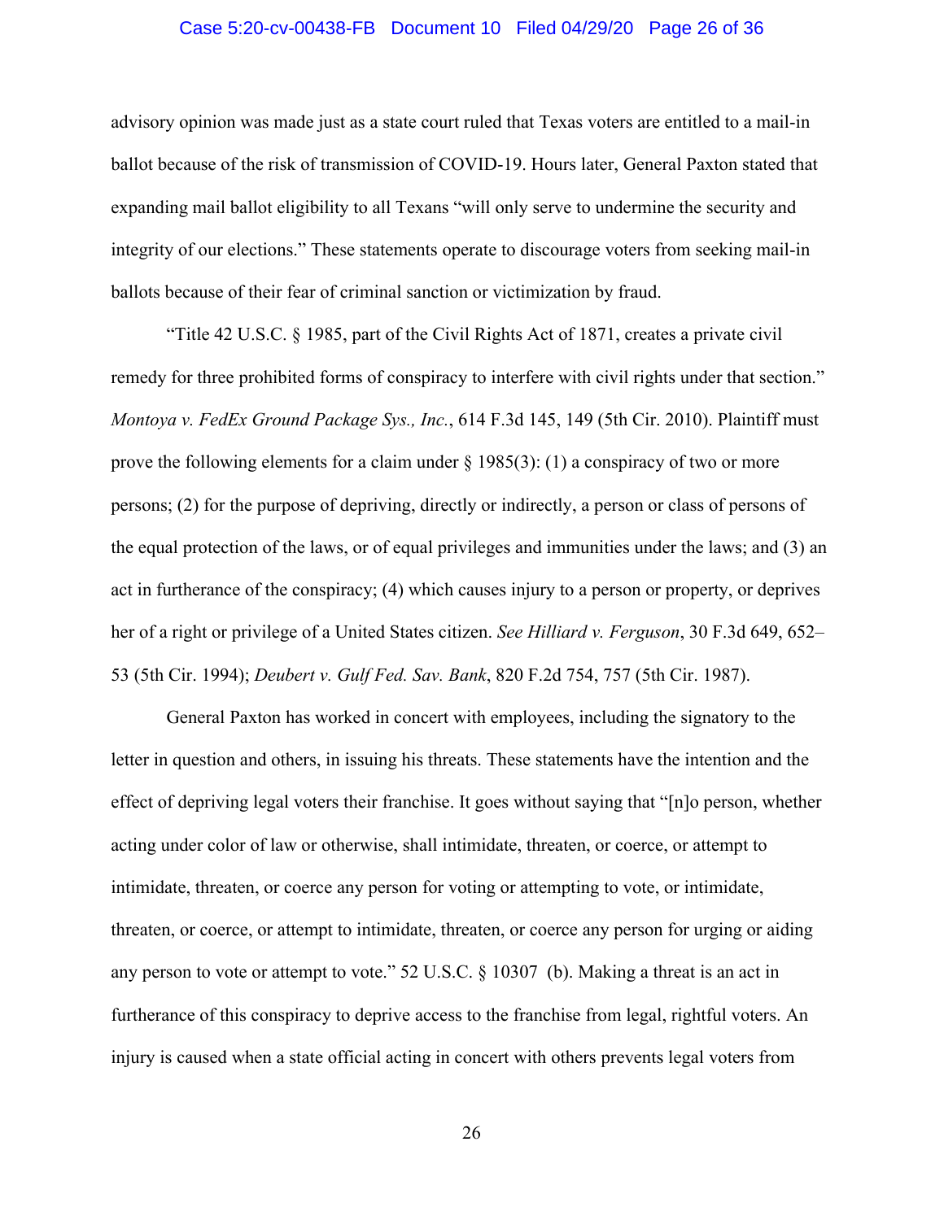advisory opinion was made just as a state court ruled that Texas voters are entitled to a mail-in ballot because of the risk of transmission of COVID-19. Hours later, General Paxton stated that expanding mail ballot eligibility to all Texans "will only serve to undermine the security and integrity of our elections." These statements operate to discourage voters from seeking mail-in ballots because of their fear of criminal sanction or victimization by fraud.

"Title 42 U.S.C. § 1985, part of the Civil Rights Act of 1871, creates a private civil remedy for three prohibited forms of conspiracy to interfere with civil rights under that section." *Montoya v. FedEx Ground Package Sys., Inc.*, 614 F.3d 145, 149 (5th Cir. 2010). Plaintiff must prove the following elements for a claim under § 1985(3): (1) a conspiracy of two or more persons; (2) for the purpose of depriving, directly or indirectly, a person or class of persons of the equal protection of the laws, or of equal privileges and immunities under the laws; and (3) an act in furtherance of the conspiracy; (4) which causes injury to a person or property, or deprives her of a right or privilege of a United States citizen. *See Hilliard v. Ferguson*, 30 F.3d 649, 652–53 (5th Cir. 1994); *Deubert v. Gulf Fed. Sav. Bank*, 820 F.2d 754, 757 (5th Cir. 1987).

General Paxton has worked in concert with employees, including the signatory to the letter in question and others, in issuing his threats. These statements have the intention and the effect of depriving legal voters their franchise. It goes without saying that "[n]o person, whether acting under color of law or otherwise, shall intimidate, threaten, or coerce, or attempt to intimidate, threaten, or coerce any person for voting or attempting to vote, or intimidate, threaten, or coerce, or attempt to intimidate, threaten, or coerce any person for urging or aiding any person to vote or attempt to vote." 52 U.S.C. § 10307 (b). Making a threat is an act in furtherance of this conspiracy to deprive access to the franchise from legal, rightful voters. An injury is caused when a state official acting in concert with others prevents legal voters from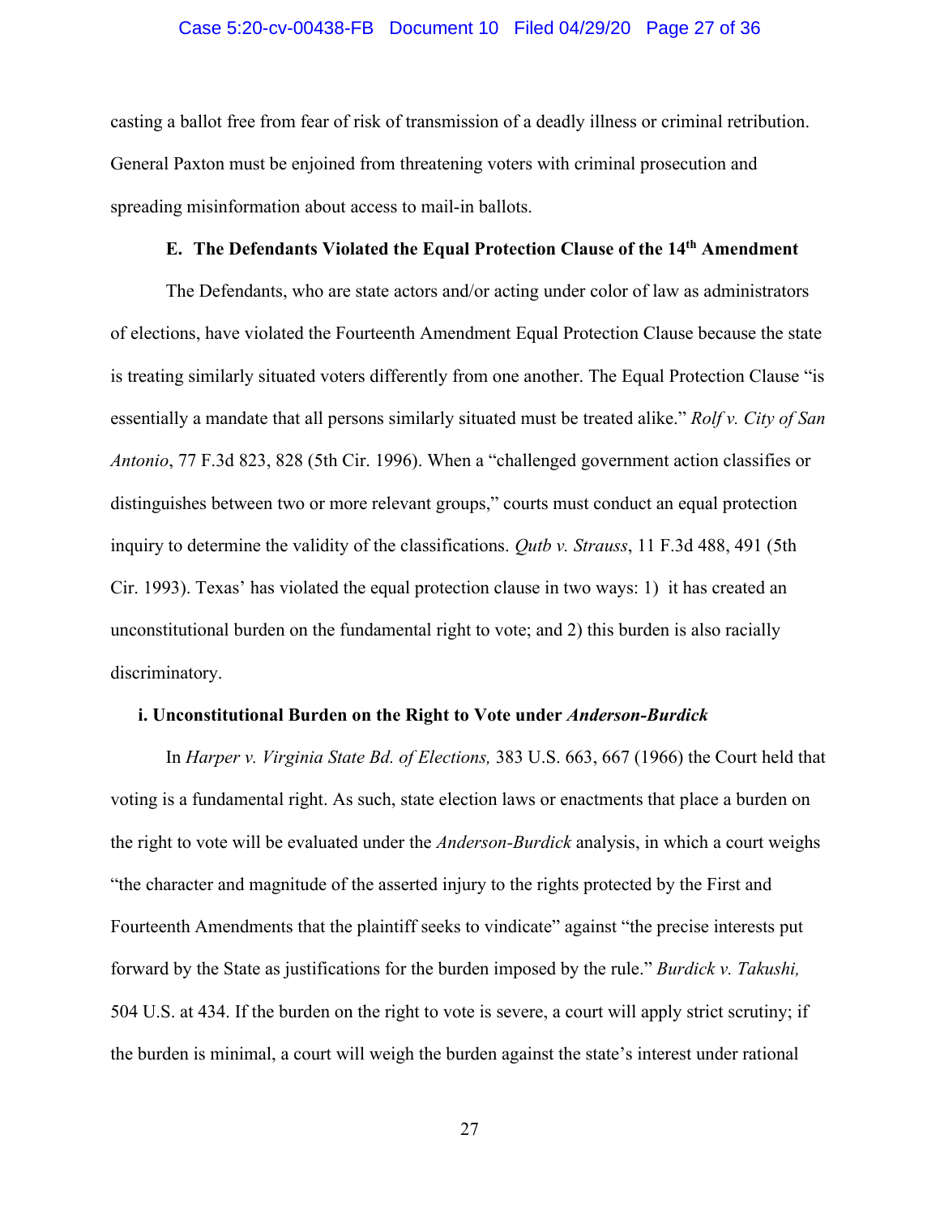casting a ballot free from fear of risk of transmission of a deadly illness or criminal retribution. General Paxton must be enjoined from threatening voters with criminal prosecution and spreading misinformation about access to mail-in ballots.

### E. The Defendants Violated the Equal Protection Clause of the 14th Amendment

The Defendants, who are state actors and/or acting under color of law as administrators of elections, have violated the Fourteenth Amendment Equal Protection Clause because the state is treating similarly situated voters differently from one another. The Equal Protection Clause "is essentially a mandate that all persons similarly situated must be treated alike." *Rolf v. City of San Antonio*, 77 F.3d 823, 828 (5th Cir. 1996). When a "challenged government action classifies or distinguishes between two or more relevant groups," courts must conduct an equal protection inquiry to determine the validity of the classifications. *Qutb v. Strauss*, 11 F.3d 488, 491 (5th Cir. 1993). Texas' has violated the equal protection clause in two ways: 1) it has created an unconstitutional burden on the fundamental right to vote; and 2) this burden is also racially discriminatory.

#### i. Unconstitutional Burden on the Right to Vote under *Anderson-Burdick*

In *Harper v. Virginia State Bd. of Elections,* 383 U.S. 663, 667 (1966) the Court held that voting is a fundamental right. As such, state election laws or enactments that place a burden on the right to vote will be evaluated under the *Anderson-Burdick* analysis, in which a court weighs "the character and magnitude of the asserted injury to the rights protected by the First and Fourteenth Amendments that the plaintiff seeks to vindicate" against "the precise interests put forward by the State as justifications for the burden imposed by the rule." *Burdick v. Takushi,* 504 U.S. at 434. If the burden on the right to vote is severe, a court will apply strict scrutiny; if the burden is minimal, a court will weigh the burden against the state's interest under rational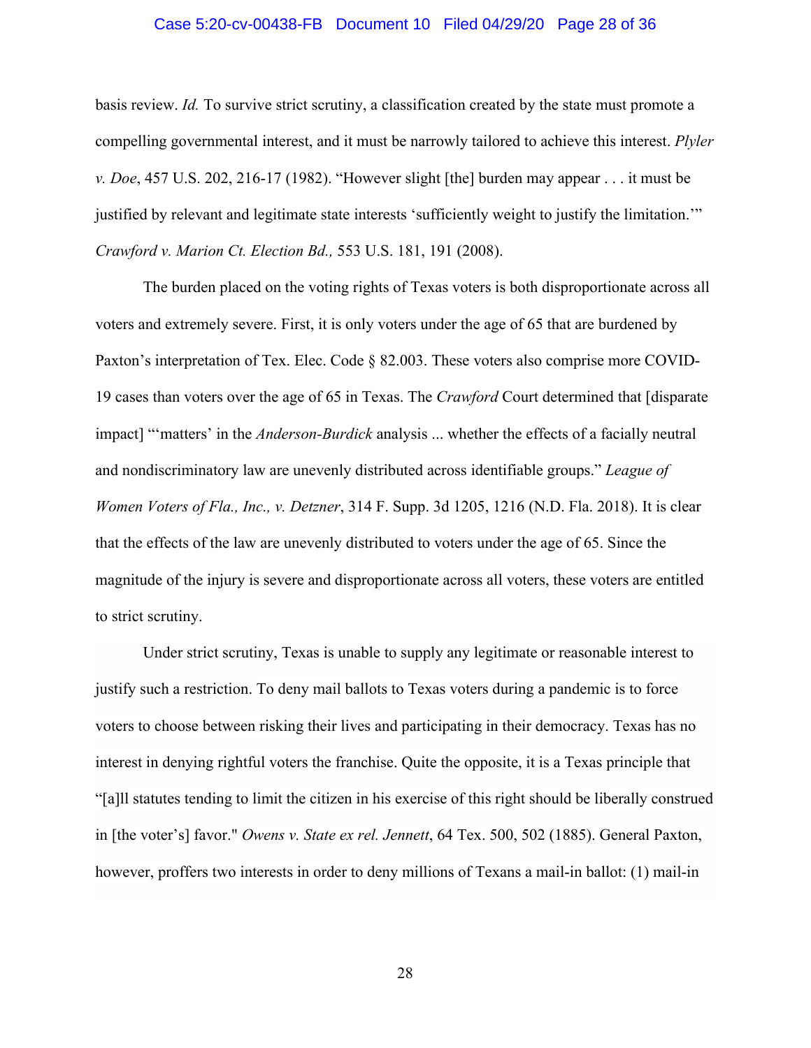basis review. *Id.* To survive strict scrutiny, a classification created by the state must promote a compelling governmental interest, and it must be narrowly tailored to achieve this interest. *Plyler v. Doe*, 457 U.S. 202, 216-17 (1982). "However slight [the] burden may appear . . . it must be justified by relevant and legitimate state interests 'sufficiently weight to justify the limitation.'" *Crawford v. Marion Ct. Election Bd.,* 553 U.S. 181, 191 (2008).

The burden placed on the voting rights of Texas voters is both disproportionate across all voters and extremely severe. First, it is only voters under the age of 65 that are burdened by Paxton's interpretation of Tex. Elec. Code § 82.003. These voters also comprise more COVID-19 cases than voters over the age of 65 in Texas. The *Crawford* Court determined that [disparate impact] "'matters' in the *Anderson-Burdick* analysis ... whether the effects of a facially neutral and nondiscriminatory law are unevenly distributed across identifiable groups." *League of Women Voters of Fla., Inc., v. Detzner*, 314 F. Supp. 3d 1205, 1216 (N.D. Fla. 2018). It is clear that the effects of the law are unevenly distributed to voters under the age of 65. Since the magnitude of the injury is severe and disproportionate across all voters, these voters are entitled to strict scrutiny.

Under strict scrutiny, Texas is unable to supply any legitimate or reasonable interest to justify such a restriction. To deny mail ballots to Texas voters during a pandemic is to force voters to choose between risking their lives and participating in their democracy. Texas has no interest in denying rightful voters the franchise. Quite the opposite, it is a Texas principle that "[a]ll statutes tending to limit the citizen in his exercise of this right should be liberally construed in [the voter's] favor." *Owens v. State ex rel. Jennett*, 64 Tex. 500, 502 (1885). General Paxton, however, proffers two interests in order to deny millions of Texans a mail-in ballot: (1) mail-in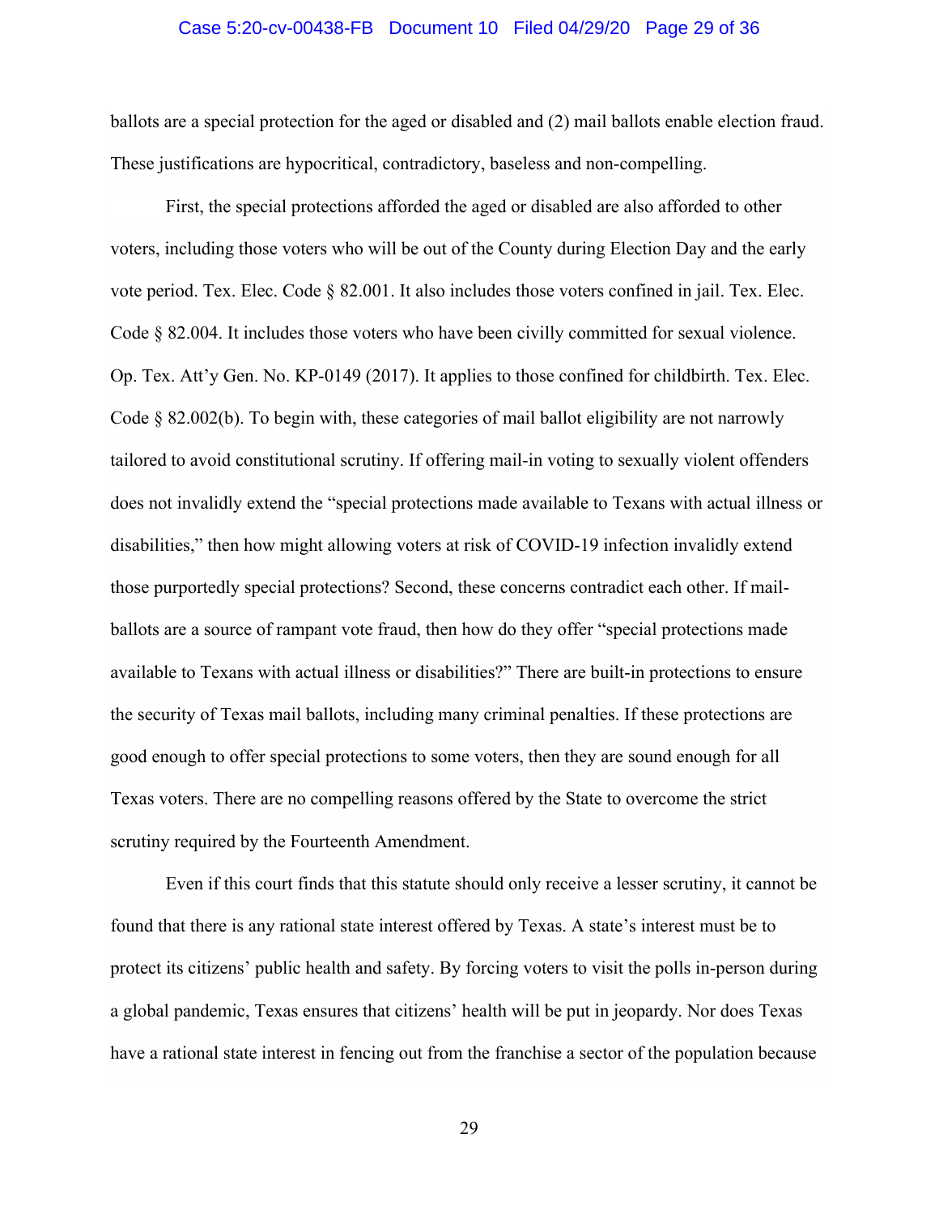ballots are a special protection for the aged or disabled and (2) mail ballots enable election fraud. These justifications are hypocritical, contradictory, baseless and non-compelling.

First, the special protections afforded the aged or disabled are also afforded to other voters, including those voters who will be out of the County during Election Day and the early vote period. Tex. Elec. Code § 82.001. It also includes those voters confined in jail. Tex. Elec. Code § 82.004. It includes those voters who have been civilly committed for sexual violence. Op. Tex. Att'y Gen. No. KP-0149 (2017). It applies to those confined for childbirth. Tex. Elec. Code § 82.002(b). To begin with, these categories of mail ballot eligibility are not narrowly tailored to avoid constitutional scrutiny. If offering mail-in voting to sexually violent offenders does not invalidly extend the "special protections made available to Texans with actual illness or disabilities," then how might allowing voters at risk of COVID-19 infection invalidly extend those purportedly special protections? Second, these concerns contradict each other. If mail-ballots are a source of rampant vote fraud, then how do they offer "special protections made available to Texans with actual illness or disabilities?" There are built-in protections to ensure the security of Texas mail ballots, including many criminal penalties. If these protections are good enough to offer special protections to some voters, then they are sound enough for all Texas voters. There are no compelling reasons offered by the State to overcome the strict scrutiny required by the Fourteenth Amendment.

Even if this court finds that this statute should only receive a lesser scrutiny, it cannot be found that there is any rational state interest offered by Texas. A state's interest must be to protect its citizens' public health and safety. By forcing voters to visit the polls in-person during a global pandemic, Texas ensures that citizens' health will be put in jeopardy. Nor does Texas have a rational state interest in fencing out from the franchise a sector of the population because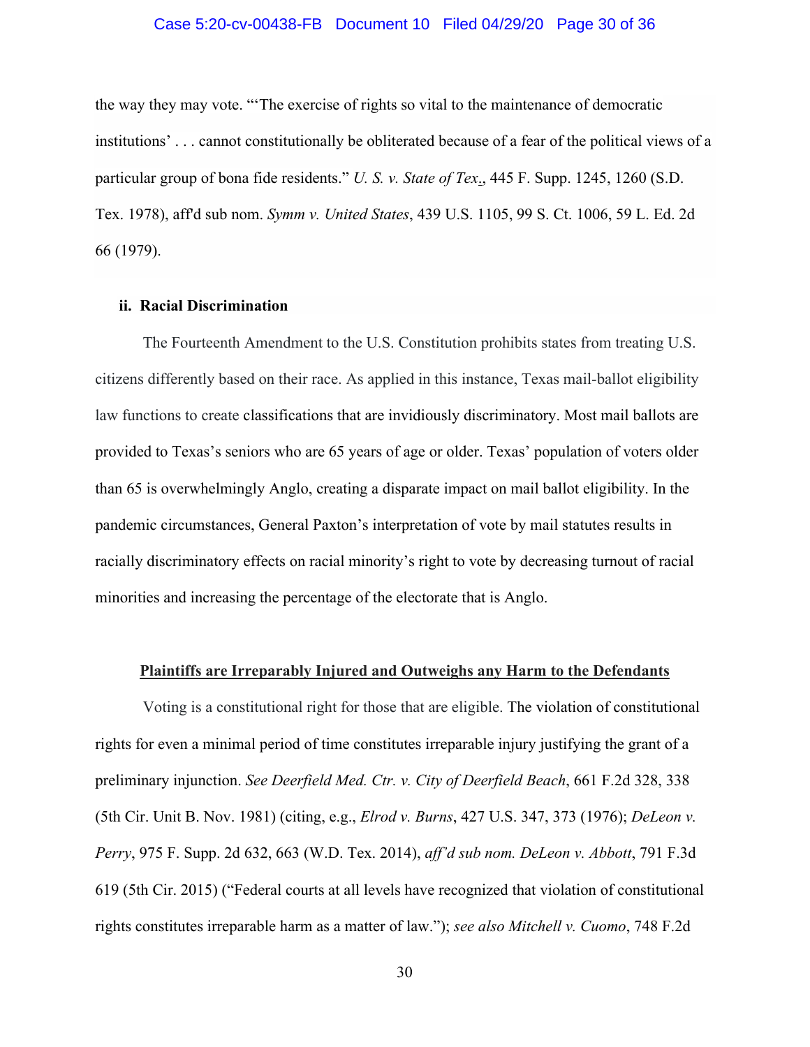the way they may vote. "'The exercise of rights so vital to the maintenance of democratic institutions' . . . cannot constitutionally be obliterated because of a fear of the political views of a particular group of bona fide residents." *U. S. v. State of Tex.*, 445 F. Supp. 1245, 1260 (S.D. Tex. 1978), aff'd sub nom. *Symm v. United States*, 439 U.S. 1105, 99 S. Ct. 1006, 59 L. Ed. 2d 66 (1979).

**ii. Racial Discrimination**

The Fourteenth Amendment to the U.S. Constitution prohibits states from treating U.S. citizens differently based on their race. As applied in this instance, Texas mail-ballot eligibility law functions to create classifications that are invidiously discriminatory. Most mail ballots are provided to Texas's seniors who are 65 years of age or older. Texas' population of voters older than 65 is overwhelmingly Anglo, creating a disparate impact on mail ballot eligibility. In the pandemic circumstances, General Paxton's interpretation of vote by mail statutes results in racially discriminatory effects on racial minority's right to vote by decreasing turnout of racial minorities and increasing the percentage of the electorate that is Anglo.

**Plaintiffs are Irreparably Injured and Outweighs any Harm to the Defendants**

Voting is a constitutional right for those that are eligible. The violation of constitutional rights for even a minimal period of time constitutes irreparable injury justifying the grant of a preliminary injunction. *See Deerfield Med. Ctr. v. City of Deerfield Beach*, 661 F.2d 328, 338 (5th Cir. Unit B. Nov. 1981) (citing, e.g., *Elrod v. Burns*, 427 U.S. 347, 373 (1976); *DeLeon v. Perry*, 975 F. Supp. 2d 632, 663 (W.D. Tex. 2014), *aff'd sub nom. DeLeon v. Abbott*, 791 F.3d 619 (5th Cir. 2015) ("Federal courts at all levels have recognized that violation of constitutional rights constitutes irreparable harm as a matter of law."); *see also Mitchell v. Cuomo*, 748 F.2d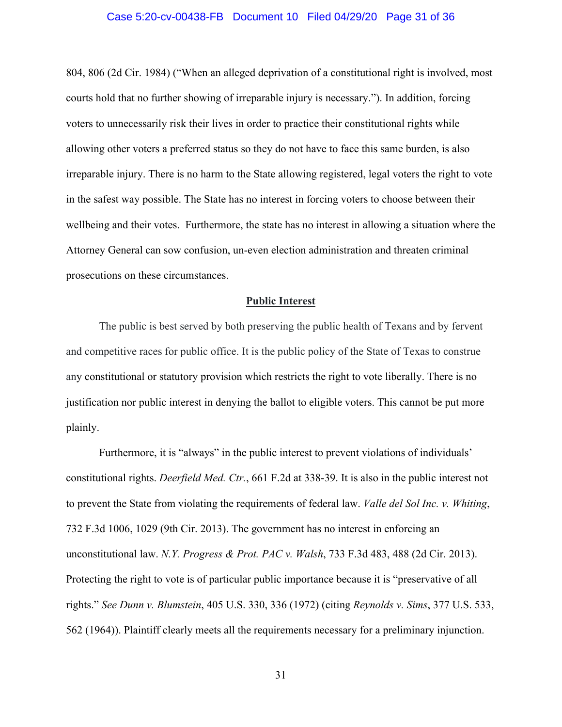804, 806 (2d Cir. 1984) ("When an alleged deprivation of a constitutional right is involved, most courts hold that no further showing of irreparable injury is necessary."). In addition, forcing voters to unnecessarily risk their lives in order to practice their constitutional rights while allowing other voters a preferred status so they do not have to face this same burden, is also irreparable injury. There is no harm to the State allowing registered, legal voters the right to vote in the safest way possible. The State has no interest in forcing voters to choose between their wellbeing and their votes. Furthermore, the state has no interest in allowing a situation where the Attorney General can sow confusion, un-even election administration and threaten criminal prosecutions on these circumstances.

**Public Interest**

The public is best served by both preserving the public health of Texans and by fervent and competitive races for public office. It is the public policy of the State of Texas to construe any constitutional or statutory provision which restricts the right to vote liberally. There is no justification nor public interest in denying the ballot to eligible voters. This cannot be put more plainly.

Furthermore, it is "always" in the public interest to prevent violations of individuals' constitutional rights. *Deerfield Med. Ctr.*, 661 F.2d at 338-39. It is also in the public interest not to prevent the State from violating the requirements of federal law. *Valle del Sol Inc. v. Whiting*, 732 F.3d 1006, 1029 (9th Cir. 2013). The government has no interest in enforcing an unconstitutional law. *N.Y. Progress & Prot. PAC v. Walsh*, 733 F.3d 483, 488 (2d Cir. 2013). Protecting the right to vote is of particular public importance because it is "preservative of all rights." *See Dunn v. Blumstein*, 405 U.S. 330, 336 (1972) (citing *Reynolds v. Sims*, 377 U.S. 533, 562 (1964)). Plaintiff clearly meets all the requirements necessary for a preliminary injunction.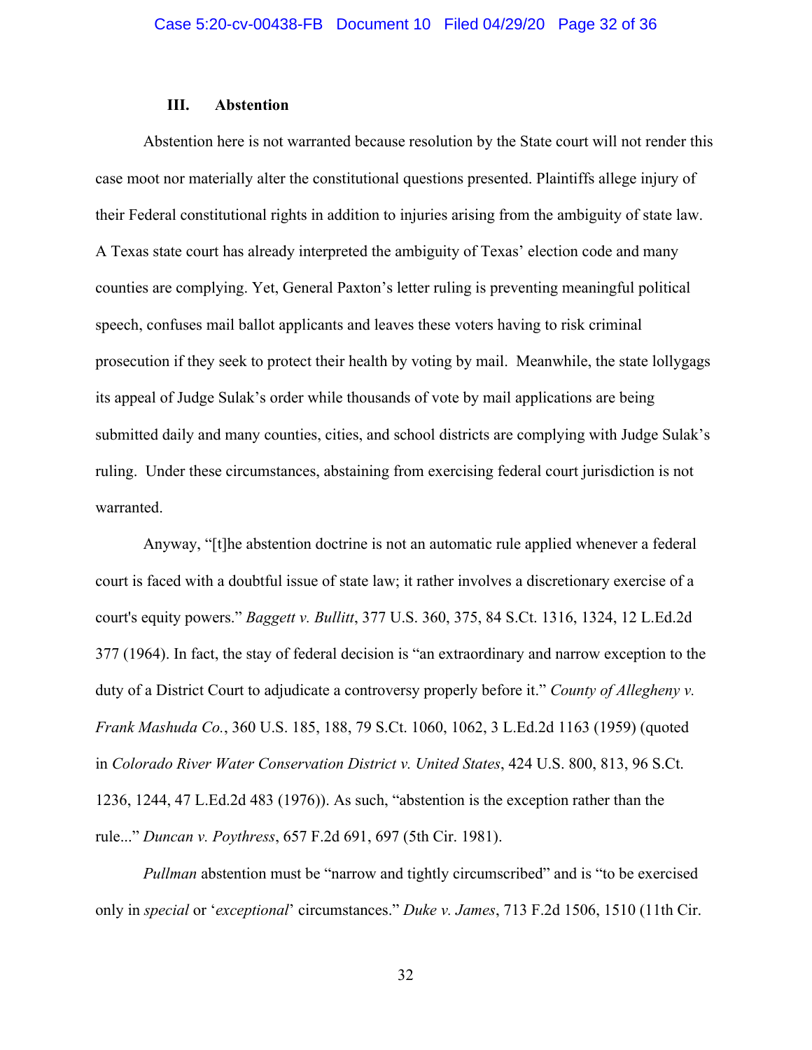### III. Abstention

Abstention here is not warranted because resolution by the State court will not render this case moot nor materially alter the constitutional questions presented. Plaintiffs allege injury of their Federal constitutional rights in addition to injuries arising from the ambiguity of state law. A Texas state court has already interpreted the ambiguity of Texas' election code and many counties are complying. Yet, General Paxton's letter ruling is preventing meaningful political speech, confuses mail ballot applicants and leaves these voters having to risk criminal prosecution if they seek to protect their health by voting by mail. Meanwhile, the state lollygags its appeal of Judge Sulak's order while thousands of vote by mail applications are being submitted daily and many counties, cities, and school districts are complying with Judge Sulak's ruling. Under these circumstances, abstaining from exercising federal court jurisdiction is not warranted.

Anyway, "[t]he abstention doctrine is not an automatic rule applied whenever a federal court is faced with a doubtful issue of state law; it rather involves a discretionary exercise of a court's equity powers." *Baggett v. Bullitt*, 377 U.S. 360, 375, 84 S.Ct. 1316, 1324, 12 L.Ed.2d 377 (1964). In fact, the stay of federal decision is "an extraordinary and narrow exception to the duty of a District Court to adjudicate a controversy properly before it." *County of Allegheny v. Frank Mashuda Co.*, 360 U.S. 185, 188, 79 S.Ct. 1060, 1062, 3 L.Ed.2d 1163 (1959) (quoted in *Colorado River Water Conservation District v. United States*, 424 U.S. 800, 813, 96 S.Ct. 1236, 1244, 47 L.Ed.2d 483 (1976)). As such, "abstention is the exception rather than the rule..." *Duncan v. Poythress*, 657 F.2d 691, 697 (5th Cir. 1981).

*Pullman* abstention must be "narrow and tightly circumscribed" and is "to be exercised only in *special* or '*exceptional*' circumstances." *Duke v. James*, 713 F.2d 1506, 1510 (11th Cir.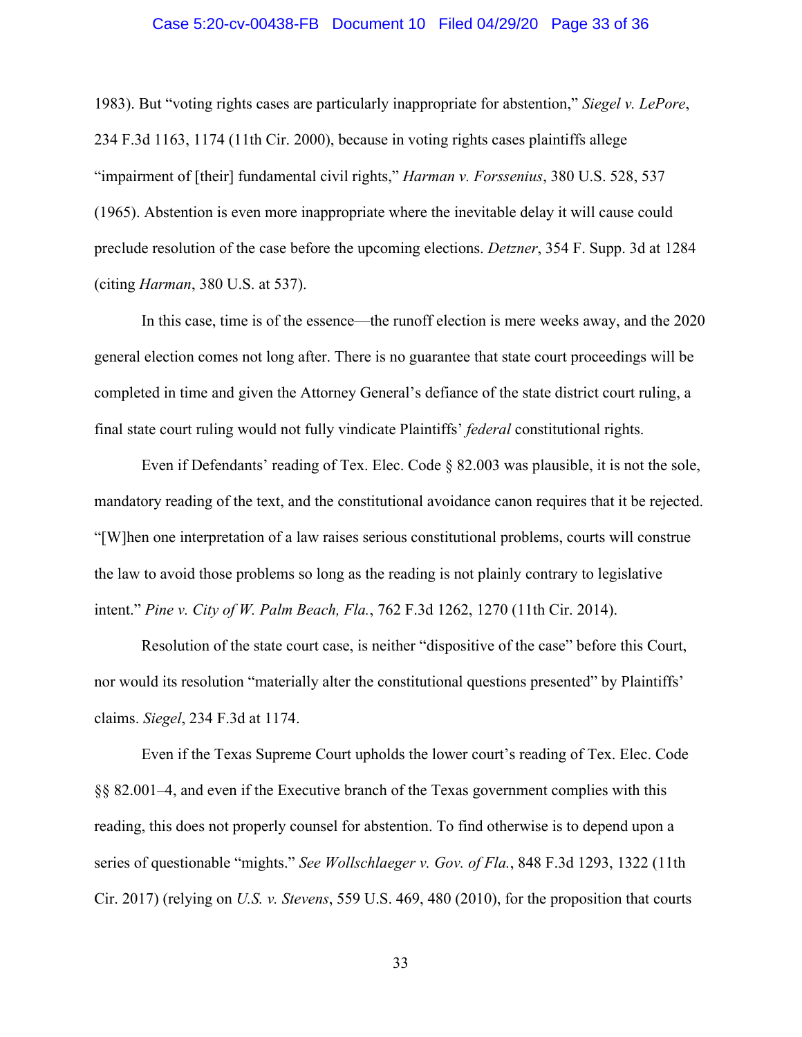1983). But "voting rights cases are particularly inappropriate for abstention," *Siegel v. LePore*, 234 F.3d 1163, 1174 (11th Cir. 2000), because in voting rights cases plaintiffs allege "impairment of [their] fundamental civil rights," *Harman v. Forssenius*, 380 U.S. 528, 537 (1965). Abstention is even more inappropriate where the inevitable delay it will cause could preclude resolution of the case before the upcoming elections. *Detzner*, 354 F. Supp. 3d at 1284 (citing *Harman*, 380 U.S. at 537).

In this case, time is of the essence—the runoff election is mere weeks away, and the 2020 general election comes not long after. There is no guarantee that state court proceedings will be completed in time and given the Attorney General's defiance of the state district court ruling, a final state court ruling would not fully vindicate Plaintiffs' *federal* constitutional rights.

Even if Defendants' reading of Tex. Elec. Code § 82.003 was plausible, it is not the sole, mandatory reading of the text, and the constitutional avoidance canon requires that it be rejected. "[W]hen one interpretation of a law raises serious constitutional problems, courts will construe the law to avoid those problems so long as the reading is not plainly contrary to legislative intent." *Pine v. City of W. Palm Beach, Fla.*, 762 F.3d 1262, 1270 (11th Cir. 2014).

Resolution of the state court case, is neither "dispositive of the case" before this Court, nor would its resolution "materially alter the constitutional questions presented" by Plaintiffs' claims. *Siegel*, 234 F.3d at 1174.

Even if the Texas Supreme Court upholds the lower court's reading of Tex. Elec. Code §§ 82.001–4, and even if the Executive branch of the Texas government complies with this reading, this does not properly counsel for abstention. To find otherwise is to depend upon a series of questionable "mights." *See Wollschlaeger v. Gov. of Fla.*, 848 F.3d 1293, 1322 (11th Cir. 2017) (relying on *U.S. v. Stevens*, 559 U.S. 469, 480 (2010), for the proposition that courts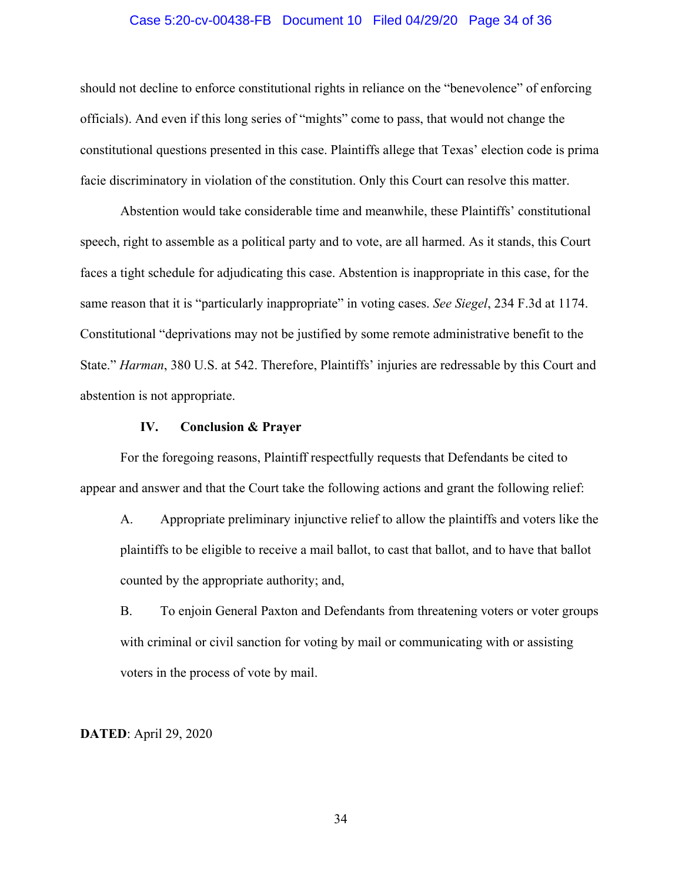should not decline to enforce constitutional rights in reliance on the "benevolence" of enforcing officials). And even if this long series of "mights" come to pass, that would not change the constitutional questions presented in this case. Plaintiffs allege that Texas' election code is prima facie discriminatory in violation of the constitution. Only this Court can resolve this matter.

Abstention would take considerable time and meanwhile, these Plaintiffs' constitutional speech, right to assemble as a political party and to vote, are all harmed. As it stands, this Court faces a tight schedule for adjudicating this case. Abstention is inappropriate in this case, for the same reason that it is "particularly inappropriate" in voting cases. *See Siegel*, 234 F.3d at 1174. Constitutional "deprivations may not be justified by some remote administrative benefit to the State." *Harman*, 380 U.S. at 542. Therefore, Plaintiffs' injuries are redressable by this Court and abstention is not appropriate.

## IV. Conclusion & Prayer

For the foregoing reasons, Plaintiff respectfully requests that Defendants be cited to appear and answer and that the Court take the following actions and grant the following relief:

A. Appropriate preliminary injunctive relief to allow the plaintiffs and voters like the plaintiffs to be eligible to receive a mail ballot, to cast that ballot, and to have that ballot counted by the appropriate authority; and,

B. To enjoin General Paxton and Defendants from threatening voters or voter groups with criminal or civil sanction for voting by mail or communicating with or assisting voters in the process of vote by mail.

**DATED**: April 29, 2020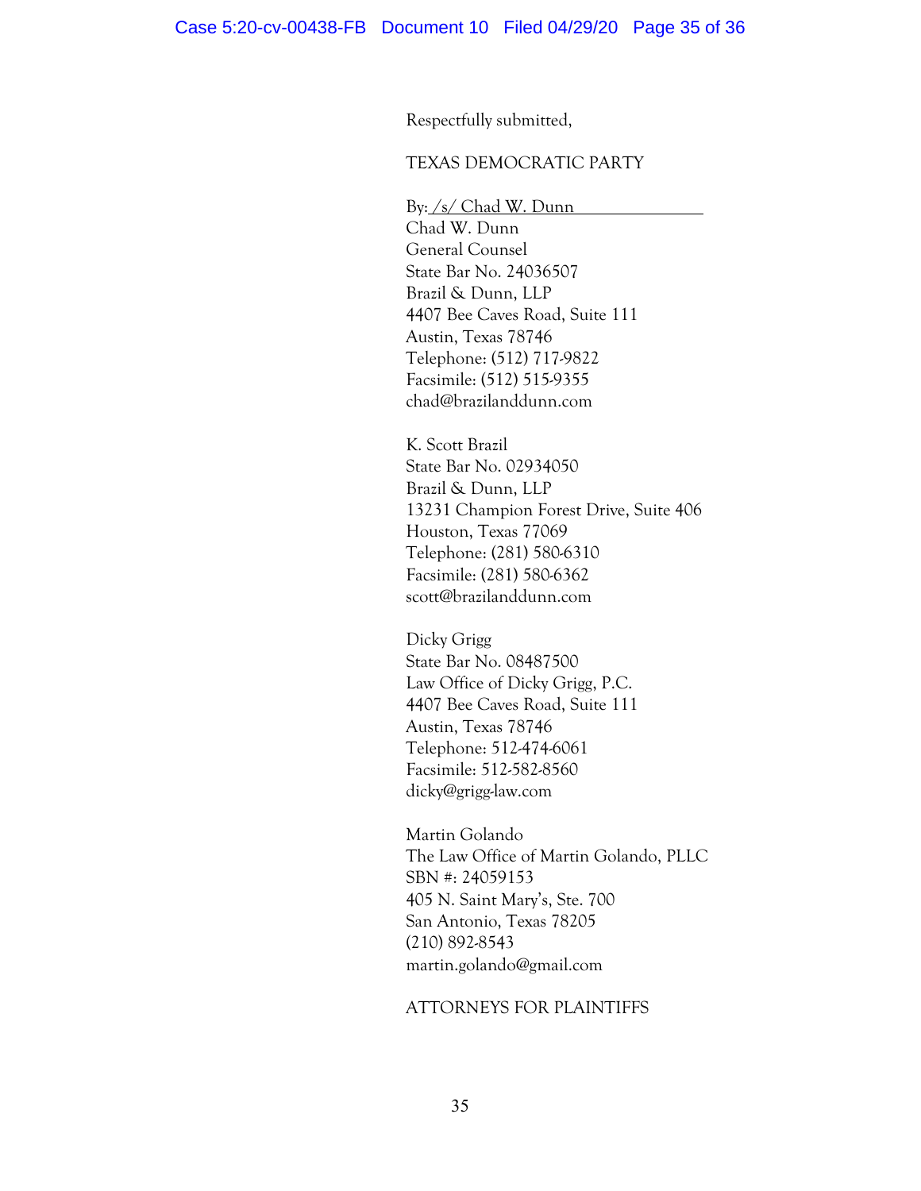Respectfully submitted,

TEXAS DEMOCRATIC PARTY

By: /s/ Chad W. Dunn
Chad W. Dunn
General Counsel
State Bar No. 24036507
Brazil & Dunn, LLP
4407 Bee Caves Road, Suite 111
Austin, Texas 78746
Telephone: (512) 717-9822
Facsimile: (512) 515-9355
chad@brazilanddunn.com

K. Scott Brazil
State Bar No. 02934050
Brazil & Dunn, LLP
13231 Champion Forest Drive, Suite 406
Houston, Texas 77069
Telephone: (281) 580-6310
Facsimile: (281) 580-6362
scott@brazilanddunn.com

Dicky Grigg
State Bar No. 08487500
Law Office of Dicky Grigg, P.C.
4407 Bee Caves Road, Suite 111
Austin, Texas 78746
Telephone: 512-474-6061
Facsimile: 512-582-8560
dicky@grigg-law.com

Martin Golando
The Law Office of Martin Golando, PLLC
SBN #: 24059153
405 N. Saint Mary's, Ste. 700
San Antonio, Texas 78205
(210) 892-8543
martin.golando@gmail.com

ATTORNEYS FOR PLAINTIFFS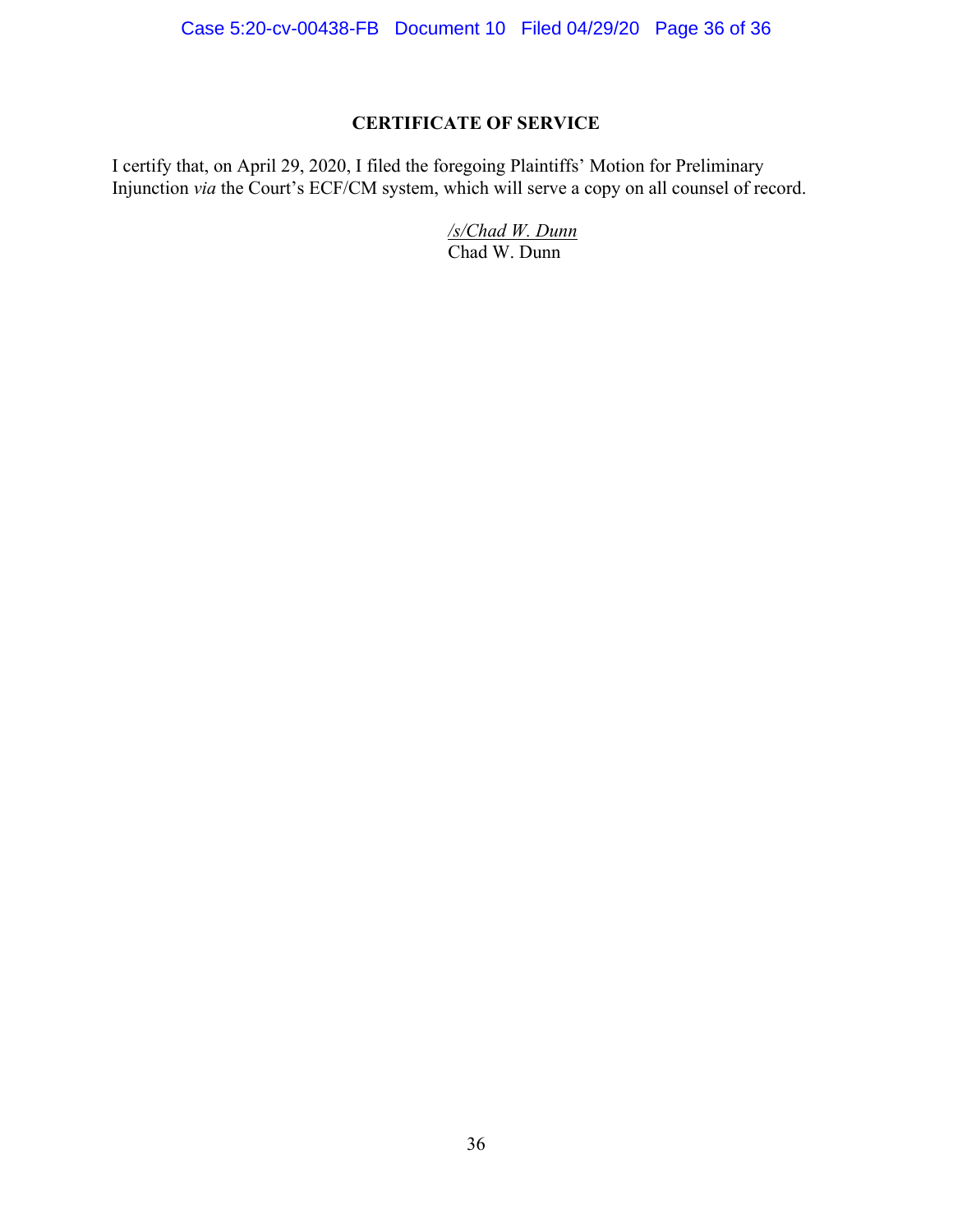## CERTIFICATE OF SERVICE

I certify that, on April 29, 2020, I filed the foregoing Plaintiffs' Motion for Preliminary Injunction *via* the Court's ECF/CM system, which will serve a copy on all counsel of record.

*/s/Chad W. Dunn*
Chad W. Dunn